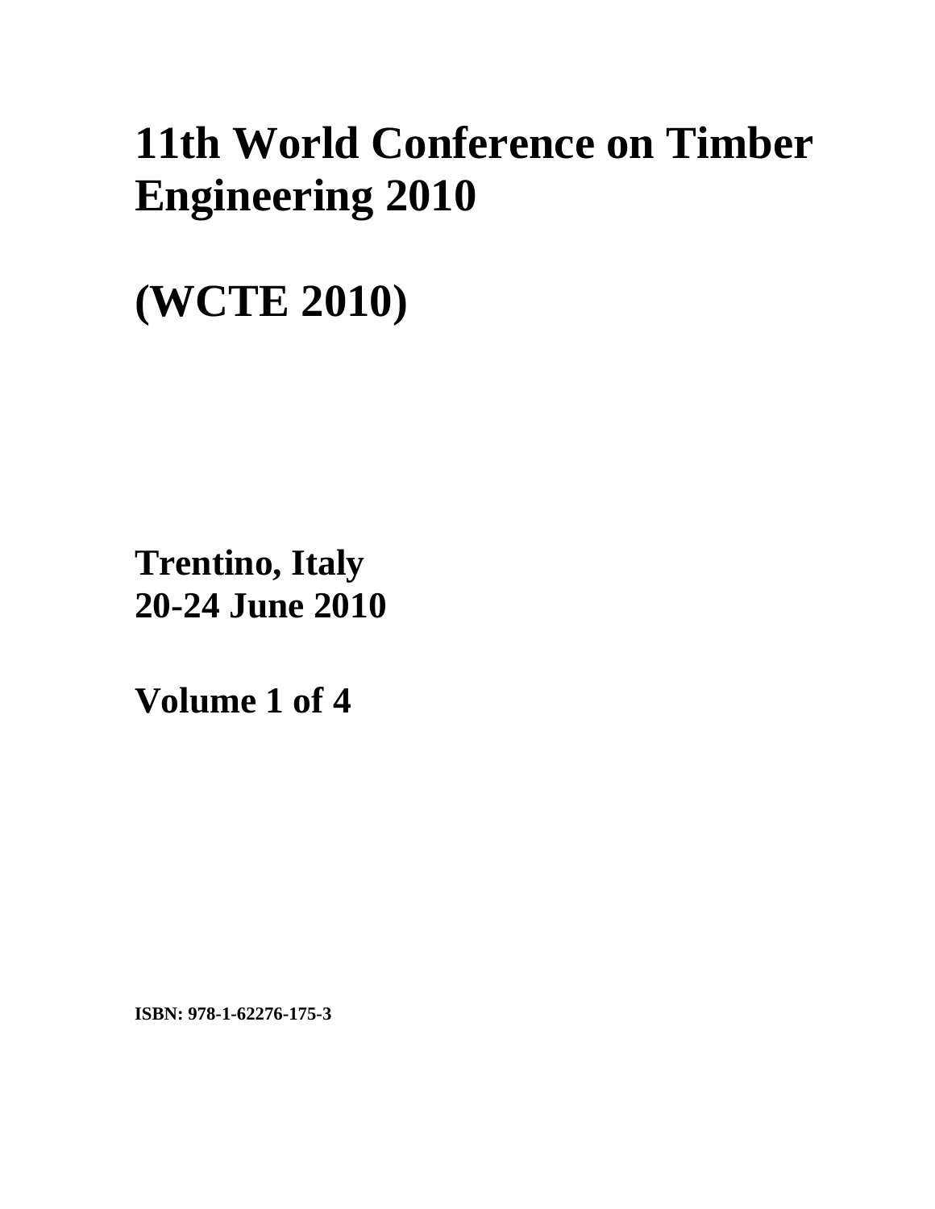# 11th World Conference on Timber Engineering 2010

# (WCTE 2010)

**Trentino, Italy**
**20-24 June 2010**

**Volume 1 of 4**

**ISBN: 978-1-62276-175-3**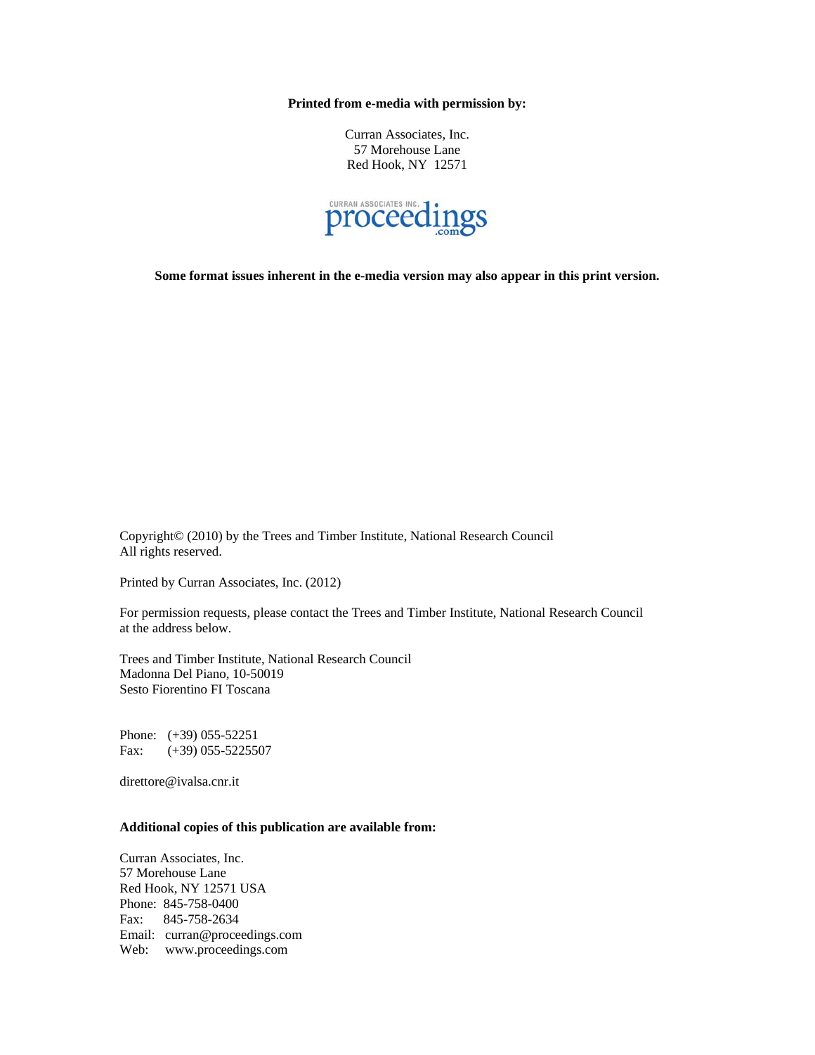**Printed from e-media with permission by:**

Curran Associates, Inc.
57 Morehouse Lane
Red Hook, NY 12571

CURRAN ASSOCIATES INC. proceedings.com

**Some format issues inherent in the e-media version may also appear in this print version.**

Copyright© (2010) by the Trees and Timber Institute, National Research Council
All rights reserved.

Printed by Curran Associates, Inc. (2012)

For permission requests, please contact the Trees and Timber Institute, National Research Council at the address below.

Trees and Timber Institute, National Research Council
Madonna Del Piano, 10-50019
Sesto Fiorentino FI Toscana

Phone: (+39) 055-52251
Fax: (+39) 055-5225507

direttore@ivalsa.cnr.it

**Additional copies of this publication are available from:**

Curran Associates, Inc.
57 Morehouse Lane
Red Hook, NY 12571 USA
Phone: 845-758-0400
Fax: 845-758-2634
Email: curran@proceedings.com
Web: www.proceedings.com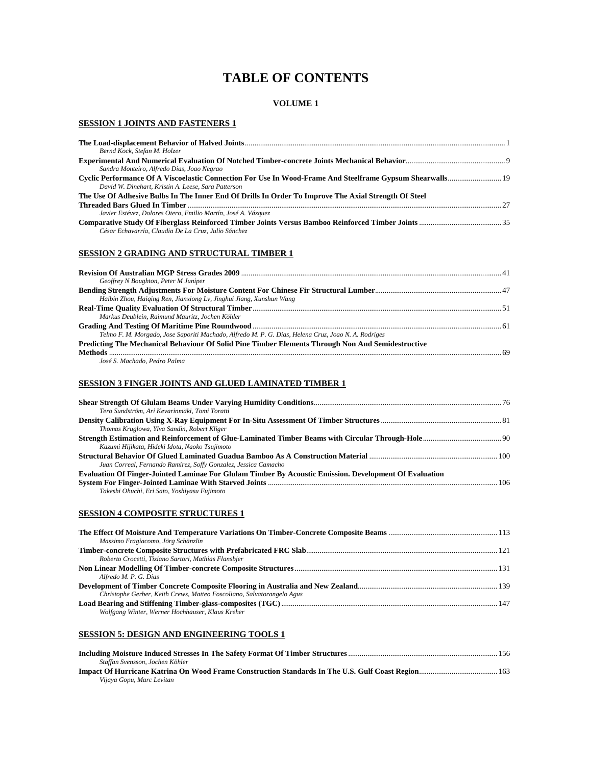# TABLE OF CONTENTS

## VOLUME 1

### SESSION 1 JOINTS AND FASTENERS 1

**The Load-displacement Behavior of Halved Joints** ........ 1
*Bernd Kock, Stefan M. Holzer*

**Experimental And Numerical Evaluation Of Notched Timber-concrete Joints Mechanical Behavior** ........ 9
*Sandra Monteiro, Alfredo Dias, Joao Negrao*

**Cyclic Performance Of A Viscoelastic Connection For Use In Wood-Frame And Steelframe Gypsum Shearwalls** ........ 19
*David W. Dinehart, Kristin A. Leese, Sara Patterson*

**The Use Of Adhesive Bulbs In The Inner End Of Drills In Order To Improve The Axial Strength Of Steel Threaded Bars Glued In Timber** ........ 27
*Javier Estévez, Dolores Otero, Emilio Martín, José A. Vázquez*

**Comparative Study Of Fiberglass Reinforced Timber Joints Versus Bamboo Reinforced Timber Joints** ........ 35
*César Echavarría, Claudia De La Cruz, Julio Sánchez*

### SESSION 2 GRADING AND STRUCTURAL TIMBER 1

**Revision Of Australian MGP Stress Grades 2009** ........ 41
*Geoffrey N Boughton, Peter M Juniper*

**Bending Strength Adjustments For Moisture Content For Chinese Fir Structural Lumber** ........ 47
*Haibin Zhou, Haiqing Ren, Jianxiong Lv, Jinghui Jiang, Xunshun Wang*

**Real-Time Quality Evaluation Of Structural Timber** ........ 51
*Markus Deublein, Raimund Mauritz, Jochen Köhler*

**Grading And Testing Of Maritime Pine Roundwood** ........ 61
*Telmo F. M. Morgado, Jose Saporiti Machado, Alfredo M. P. G. Dias, Helena Cruz, Joao N. A. Rodriges*

**Predicting The Mechanical Behaviour Of Solid Pine Timber Elements Through Non And Semidestructive Methods** ........ 69
*José S. Machado, Pedro Palma*

### SESSION 3 FINGER JOINTS AND GLUED LAMINATED TIMBER 1

**Shear Strength Of Glulam Beams Under Varying Humidity Conditions** ........ 76
*Tero Sundström, Ari Kevarinmäki, Tomi Toratti*

**Density Calibration Using X-Ray Equipment For In-Situ Assessment Of Timber Structures** ........ 81
*Thomas Kruglowa, Ylva Sandin, Robert Kliger*

**Strength Estimation and Reinforcement of Glue-Laminated Timber Beams with Circular Through-Hole** ........ 90
*Kazumi Hijikata, Hideki Idota, Naoko Tsujimoto*

**Structural Behavior Of Glued Laminated Guadua Bamboo As A Construction Material** ........ 100
*Juan Correal, Fernando Ramirez, Soffy Gonzalez, Jessica Camacho*

**Evaluation Of Finger-Jointed Laminae For Glulam Timber By Acoustic Emission. Development Of Evaluation System For Finger-Jointed Laminae With Starved Joints** ........ 106
*Takeshi Ohuchi, Eri Sato, Yoshiyasu Fujimoto*

### SESSION 4 COMPOSITE STRUCTURES 1

**The Effect Of Moisture And Temperature Variations On Timber-Concrete Composite Beams** ........ 113
*Massimo Fragiacomo, Jörg Schänzlin*

**Timber-concrete Composite Structures with Prefabricated FRC Slab** ........ 121
*Roberto Crocetti, Tiziano Sartori, Mathias Flansbjer*

**Non Linear Modelling Of Timber-concrete Composite Structures** ........ 131
*Alfredo M. P. G. Dias*

**Development of Timber Concrete Composite Flooring in Australia and New Zealand** ........ 139
*Christophe Gerber, Keith Crews, Matteo Foscoliano, Salvatorangelo Agus*

**Load Bearing and Stiffening Timber-glass-composites (TGC)** ........ 147
*Wolfgang Winter, Werner Hochhauser, Klaus Kreher*

### SESSION 5: DESIGN AND ENGINEERING TOOLS 1

**Including Moisture Induced Stresses In The Safety Format Of Timber Structures** ........ 156
*Staffan Svensson, Jochen Köhler*

**Impact Of Hurricane Katrina On Wood Frame Construction Standards In The U.S. Gulf Coast Region** ........ 163
*Vijaya Gopu, Marc Levitan*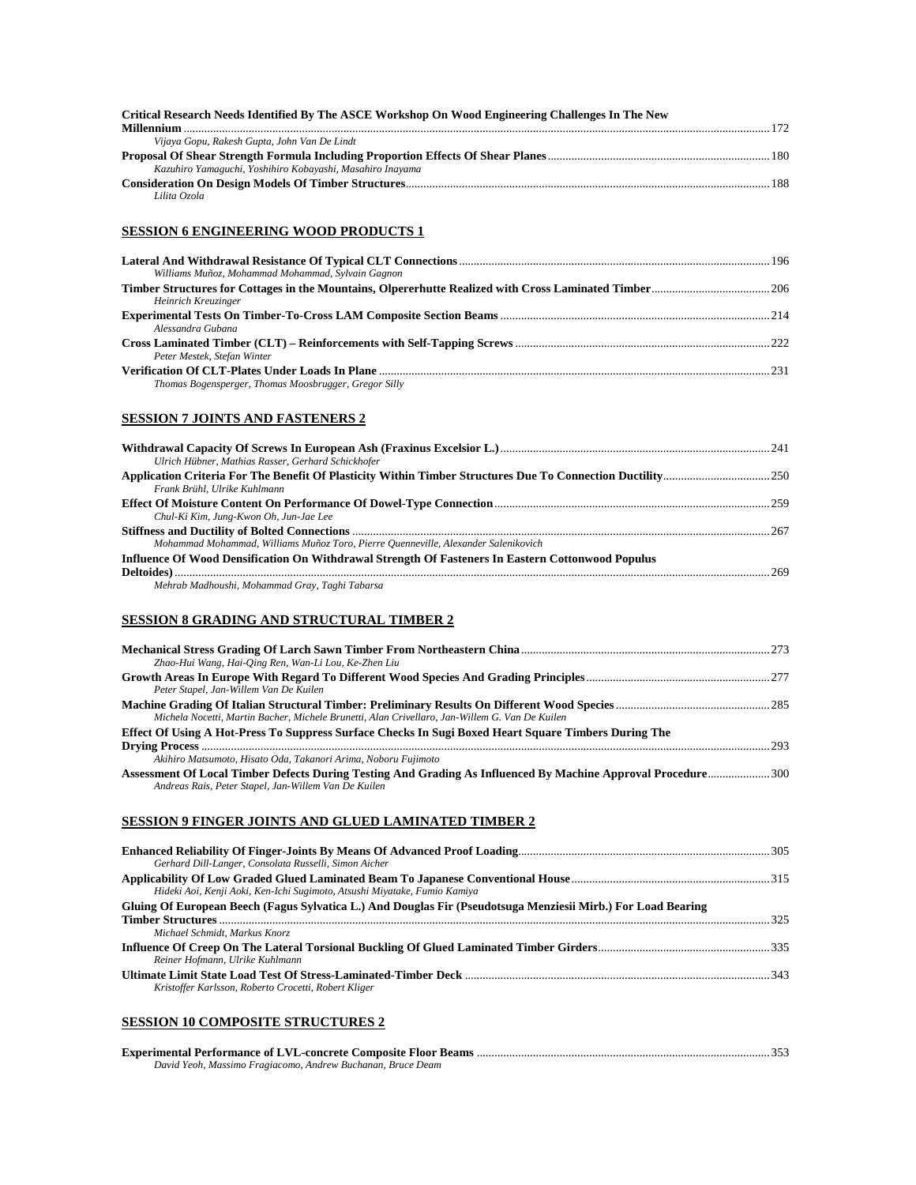**Critical Research Needs Identified By The ASCE Workshop On Wood Engineering Challenges In The New Millennium** ... 172
*Vijaya Gopu, Rakesh Gupta, John Van De Lindt*

**Proposal Of Shear Strength Formula Including Proportion Effects Of Shear Planes** ... 180
*Kazuhiro Yamaguchi, Yoshihiro Kobayashi, Masahiro Inayama*

**Consideration On Design Models Of Timber Structures** ... 188
*Lilita Ozola*

## SESSION 6 ENGINEERING WOOD PRODUCTS 1

**Lateral And Withdrawal Resistance Of Typical CLT Connections** ... 196
*Williams Muñoz, Mohammad Mohammad, Sylvain Gagnon*

**Timber Structures for Cottages in the Mountains, Olpererhutte Realized with Cross Laminated Timber** ... 206
*Heinrich Kreuzinger*

**Experimental Tests On Timber-To-Cross LAM Composite Section Beams** ... 214
*Alessandra Gubana*

**Cross Laminated Timber (CLT) – Reinforcements with Self-Tapping Screws** ... 222
*Peter Mestek, Stefan Winter*

**Verification Of CLT-Plates Under Loads In Plane** ... 231
*Thomas Bogensperger, Thomas Moosbrugger, Gregor Silly*

## SESSION 7 JOINTS AND FASTENERS 2

**Withdrawal Capacity Of Screws In European Ash (Fraxinus Excelsior L.)** ... 241
*Ulrich Hübner, Mathias Rasser, Gerhard Schickhofer*

**Application Criteria For The Benefit Of Plasticity Within Timber Structures Due To Connection Ductility** ... 250
*Frank Brühl, Ulrike Kuhlmann*

**Effect Of Moisture Content On Performance Of Dowel-Type Connection** ... 259
*Chul-Ki Kim, Jung-Kwon Oh, Jun-Jae Lee*

**Stiffness and Ductility of Bolted Connections** ... 267
*Mohammad Mohammad, Williams Muñoz Toro, Pierre Quenneville, Alexander Salenikovich*

**Influence Of Wood Densification On Withdrawal Strength Of Fasteners In Eastern Cottonwood Populus Deltoides)** ... 269
*Mehrab Madhoushi, Mohammad Gray, Taghi Tabarsa*

## SESSION 8 GRADING AND STRUCTURAL TIMBER 2

**Mechanical Stress Grading Of Larch Sawn Timber From Northeastern China** ... 273
*Zhao-Hui Wang, Hai-Qing Ren, Wan-Li Lou, Ke-Zhen Liu*

**Growth Areas In Europe With Regard To Different Wood Species And Grading Principles** ... 277
*Peter Stapel, Jan-Willem Van De Kuilen*

**Machine Grading Of Italian Structural Timber: Preliminary Results On Different Wood Species** ... 285
*Michela Nocetti, Martin Bacher, Michele Brunetti, Alan Crivellaro, Jan-Willem G. Van De Kuilen*

**Effect Of Using A Hot-Press To Suppress Surface Checks In Sugi Boxed Heart Square Timbers During The Drying Process** ... 293
*Akihiro Matsumoto, Hisato Oda, Takanori Arima, Noboru Fujimoto*

**Assessment Of Local Timber Defects During Testing And Grading As Influenced By Machine Approval Procedure** ... 300
*Andreas Rais, Peter Stapel, Jan-Willem Van De Kuilen*

## SESSION 9 FINGER JOINTS AND GLUED LAMINATED TIMBER 2

**Enhanced Reliability Of Finger-Joints By Means Of Advanced Proof Loading** ... 305
*Gerhard Dill-Langer, Consolata Russelli, Simon Aicher*

**Applicability Of Low Graded Glued Laminated Beam To Japanese Conventional House** ... 315
*Hideki Aoi, Kenji Aoki, Ken-Ichi Sugimoto, Atsushi Miyatake, Fumio Kamiya*

**Gluing Of European Beech (Fagus Sylvatica L.) And Douglas Fir (Pseudotsuga Menziesii Mirb.) For Load Bearing Timber Structures** ... 325
*Michael Schmidt, Markus Knorz*

**Influence Of Creep On The Lateral Torsional Buckling Of Glued Laminated Timber Girders** ... 335
*Reiner Hofmann, Ulrike Kuhlmann*

**Ultimate Limit State Load Test Of Stress-Laminated-Timber Deck** ... 343
*Kristoffer Karlsson, Roberto Crocetti, Robert Kliger*

## SESSION 10 COMPOSITE STRUCTURES 2

**Experimental Performance of LVL-concrete Composite Floor Beams** ... 353
*David Yeoh, Massimo Fragiacomo, Andrew Buchanan, Bruce Deam*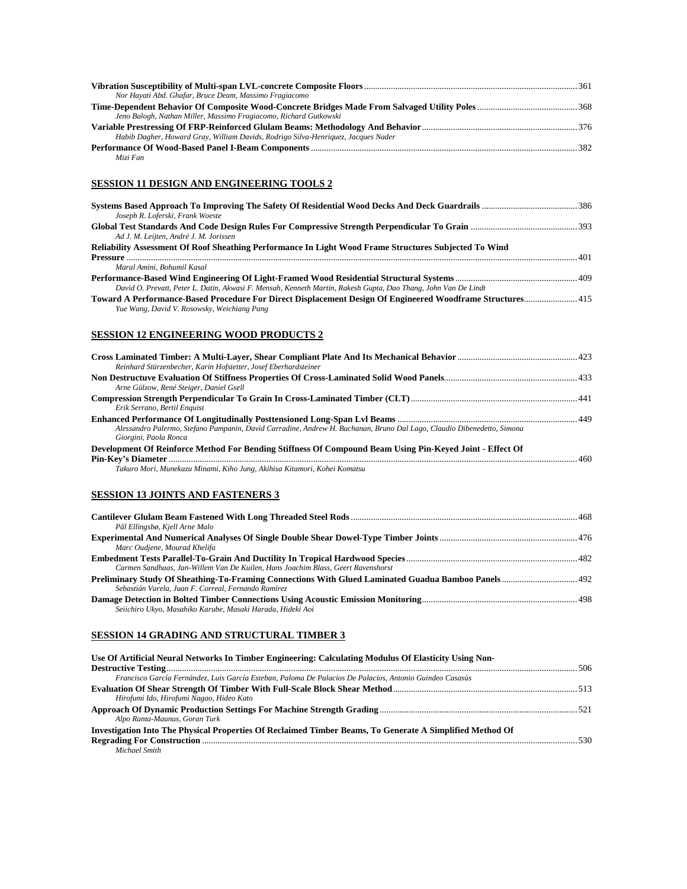**Vibration Susceptibility of Multi-span LVL-concrete Composite Floors** ... 361
*Nor Hayati Abd. Ghafar, Bruce Deam, Massimo Fragiacomo*

**Time-Dependent Behavior Of Composite Wood-Concrete Bridges Made From Salvaged Utility Poles** ... 368
*Jeno Balogh, Nathan Miller, Massimo Fragiacomo, Richard Gutkowski*

**Variable Prestressing Of FRP-Reinforced Glulam Beams: Methodology And Behavior** ... 376
*Habib Dagher, Howard Gray, William Davids, Rodrigo Silva-Henriquez, Jacques Nader*

**Performance Of Wood-Based Panel I-Beam Components** ... 382
*Mizi Fan*

## SESSION 11 DESIGN AND ENGINEERING TOOLS 2

**Systems Based Approach To Improving The Safety Of Residential Wood Decks And Deck Guardrails** ... 386
*Joseph R. Loferski, Frank Woeste*

**Global Test Standards And Code Design Rules For Compressive Strength Perpendicular To Grain** ... 393
*Ad J. M. Leijten, André J. M. Jorissen*

**Reliability Assessment Of Roof Sheathing Performance In Light Wood Frame Structures Subjected To Wind Pressure** ... 401
*Maral Amini, Bohumil Kasal*

**Performance-Based Wind Engineering Of Light-Framed Wood Residential Structural Systems** ... 409
*David O. Prevatt, Peter L. Datin, Akwasi F. Mensah, Kenneth Martin, Rakesh Gupta, Dao Thang, John Van De Lindt*

**Toward A Performance-Based Procedure For Direct Displacement Design Of Engineered Woodframe Structures** ... 415
*Yue Wang, David V. Rosowsky, Weichiang Pang*

## SESSION 12 ENGINEERING WOOD PRODUCTS 2

**Cross Laminated Timber: A Multi-Layer, Shear Compliant Plate And Its Mechanical Behavior** ... 423
*Reinhard Stürzenbecher, Karin Hofstetter, Josef Eberhardsteiner*

**Non Destructuve Evaluation Of Stiffness Properties Of Cross-Laminated Solid Wood Panels** ... 433
*Arne Gülzow, René Steiger, Daniel Gsell*

**Compression Strength Perpendicular To Grain In Cross-Laminated Timber (CLT)** ... 441
*Erik Serrano, Bertil Enquist*

**Enhanced Performance Of Longitudinally Posttensioned Long-Span Lvl Beams** ... 449
*Alessandro Palermo, Stefano Pampanin, David Carradine, Andrew H. Buchanan, Bruno Dal Lago, Claudio Dibenedetto, Simona Giorgini, Paola Ronca*

**Development Of Reinforce Method For Bending Stiffness Of Compound Beam Using Pin-Keyed Joint - Effect Of Pin-Key's Diameter** ... 460
*Takuro Mori, Munekazu Minami, Kiho Jung, Akihisa Kitamori, Kohei Komatsu*

## SESSION 13 JOINTS AND FASTENERS 3

**Cantilever Glulam Beam Fastened With Long Threaded Steel Rods** ... 468
*Pål Ellingsbø, Kjell Arne Malo*

**Experimental And Numerical Analyses Of Single Double Shear Dowel-Type Timber Joints** ... 476
*Marc Oudjene, Mourad Khelifa*

**Embedment Tests Parallel-To-Grain And Ductility In Tropical Hardwood Species** ... 482
*Carmen Sandhaas, Jan-Willem Van De Kuilen, Hans Joachim Blass, Geert Ravenshorst*

**Preliminary Study Of Sheathing-To-Framing Connections With Glued Laminated Guadua Bamboo Panels** ... 492
*Sebastián Varela, Juan F. Correal, Fernando Ramírez*

**Damage Detection in Bolted Timber Connections Using Acoustic Emission Monitoring** ... 498
*Seiichiro Ukyo, Masahiko Karube, Masaki Harada, Hideki Aoi*

## SESSION 14 GRADING AND STRUCTURAL TIMBER 3

**Use Of Artificial Neural Networks In Timber Engineering: Calculating Modulus Of Elasticity Using Non-Destructive Testing** ... 506
*Francisco García Fernández, Luis García Esteban, Paloma De Palacios De Palacios, Antonio Guindeo Casasús*

**Evaluation Of Shear Strength Of Timber With Full-Scale Block Shear Method** ... 513
*Hirofumi Ido, Hirofumi Nagao, Hideo Kato*

**Approach Of Dynamic Production Settings For Machine Strength Grading** ... 521
*Alpo Ranta-Maunus, Goran Turk*

**Investigation Into The Physical Properties Of Reclaimed Timber Beams, To Generate A Simplified Method Of Regrading For Construction** ... 530
*Michael Smith*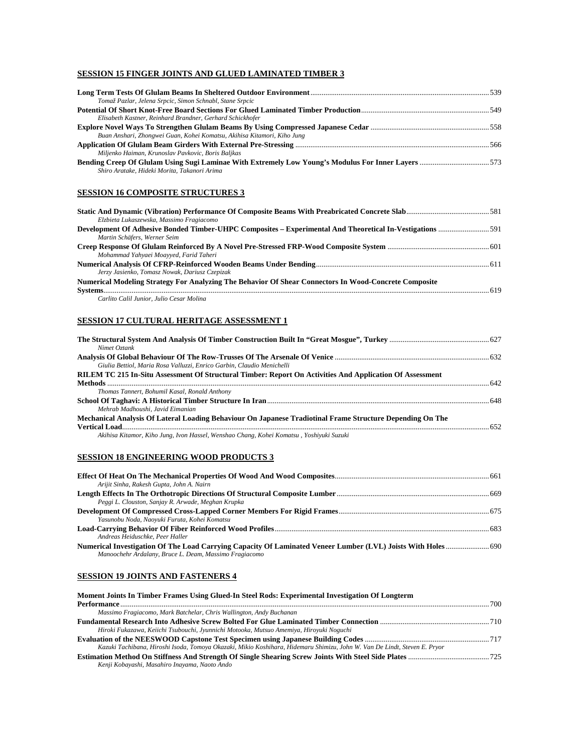## SESSION 15 FINGER JOINTS AND GLUED LAMINATED TIMBER 3

**Long Term Tests Of Glulam Beams In Sheltered Outdoor Environment** ............ 539
*Tomaž Pazlar, Jelena Srpcic, Simon Schnabl, Stane Srpcic*

**Potential Of Short Knot-Free Board Sections For Glued Laminated Timber Production** ............ 549
*Elisabeth Kastner, Reinhard Brandner, Gerhard Schickhofer*

**Explore Novel Ways To Strengthen Glulam Beams By Using Compressed Japanese Cedar** ............ 558
*Buan Anshari, Zhongwei Guan, Kohei Komatsu, Akihisa Kitamori, Kiho Jung*

**Application Of Glulam Beam Girders With External Pre-Stressing** ............ 566
*Miljenko Haiman, Krunoslav Pavkovic, Boris Baljkas*

**Bending Creep Of Glulam Using Sugi Laminae With Extremely Low Young's Modulus For Inner Layers** ............ 573
*Shiro Aratake, Hideki Morita, Takanori Arima*

## SESSION 16 COMPOSITE STRUCTURES 3

**Static And Dynamic (Vibration) Performance Of Composite Beams With Preabricated Concrete Slab** ............ 581
*Elzbieta Lukaszewska, Massimo Fragiacomo*

**Development Of Adhesive Bonded Timber-UHPC Composites – Experimental And Theoretical In-Vestigations** ............ 591
*Martin Schäfers, Werner Seim*

**Creep Response Of Glulam Reinforced By A Novel Pre-Stressed FRP-Wood Composite System** ............ 601
*Mohammad Yahyaei Moayyed, Farid Taheri*

**Numerical Analysis Of CFRP-Reinforced Wooden Beams Under Bending** ............ 611
*Jerzy Jasienko, Tomasz Nowak, Dariusz Czepizak*

**Numerical Modeling Strategy For Analyzing The Behavior Of Shear Connectors In Wood-Concrete Composite Systems** ............ 619
*Carlito Calil Junior, Julio Cesar Molina*

## SESSION 17 CULTURAL HERITAGE ASSESSMENT 1

**The Structural System And Analysis Of Timber Construction Built In "Great Mosgue", Turkey** ............ 627
*Nimet Oztank*

**Analysis Of Global Behaviour Of The Row-Trusses Of The Arsenale Of Venice** ............ 632
*Giulia Bettiol, Maria Rosa Valluzzi, Enrico Garbin, Claudio Menichelli*

**RILEM TC 215 In-Situ Assessment Of Structural Timber: Report On Activities And Application Of Assessment Methods** ............ 642
*Thomas Tannert, Bohumil Kasal, Ronald Anthony*

**School Of Taghavi: A Historical Timber Structure In Iran** ............ 648
*Mehrab Madhoushi, Javid Eimanian*

**Mechanical Analysis Of Lateral Loading Behaviour On Japanese Tradiotinal Frame Structure Depending On The Vertical Load** ............ 652
*Akihisa Kitamor, Kiho Jung, Ivon Hassel, Wenshao Chang, Kohei Komatsu , Yoshiyuki Suzuki*

## SESSION 18 ENGINEERING WOOD PRODUCTS 3

**Effect Of Heat On The Mechanical Properties Of Wood And Wood Composites** ............ 661
*Arijit Sinha, Rakesh Gupta, John A. Nairn*

**Length Effects In The Orthotropic Directions Of Structural Composite Lumber** ............ 669
*Peggi L. Clouston, Sanjay R. Arwade, Meghan Krupka*

**Development Of Compressed Cross-Lapped Corner Members For Rigid Frames** ............ 675
*Yasunobu Noda, Naoyuki Furuta, Kohei Komatsu*

**Load-Carrying Behavior Of Fiber Reinforced Wood Profiles** ............ 683
*Andreas Heiduschke, Peer Haller*

**Numerical Investigation Of The Load Carrying Capacity Of Laminated Veneer Lumber (LVL) Joists With Holes** ............ 690
*Manoochehr Ardalany, Bruce L. Deam, Massimo Fragiacomo*

## SESSION 19 JOINTS AND FASTENERS 4

**Moment Joints In Timber Frames Using Glued-In Steel Rods: Experimental Investigation Of Longterm Performance** ............ 700
*Massimo Fragiacomo, Mark Batchelar, Chris Wallington, Andy Buchanan*

**Fundamental Research Into Adhesive Screw Bolted For Glue Laminated Timber Connection** ............ 710
*Hiroki Fukazawa, Keiichi Tsubouchi, Jyunnichi Motooka, Mutsuo Amemiya, Hiroyuki Noguchi*

**Evaluation of the NEESWOOD Capstone Test Specimen using Japanese Building Codes** ............ 717
*Kazuki Tachibana, Hiroshi Isoda, Tomoya Okazaki, Mikio Koshihara, Hidemaru Shimizu, John W. Van De Lindt, Steven E. Pryor*

**Estimation Method On Stiffness And Strength Of Single Shearing Screw Joints With Steel Side Plates** ............ 725
*Kenji Kobayashi, Masahiro Inayama, Naoto Ando*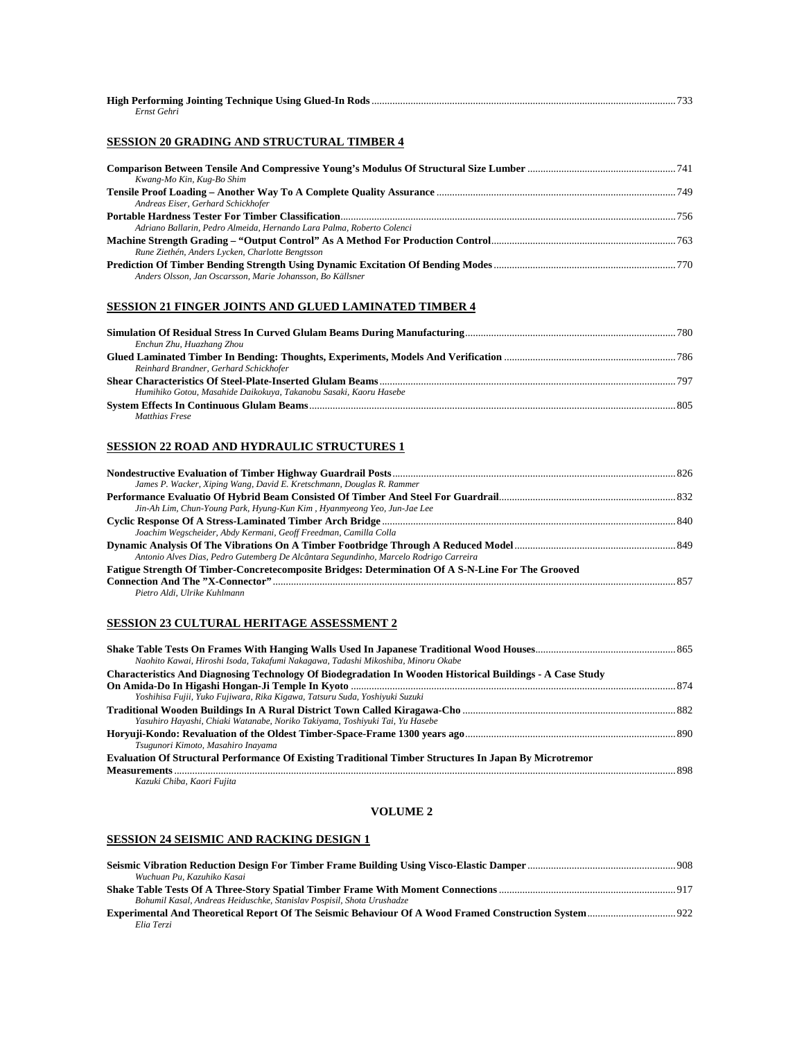**High Performing Jointing Technique Using Glued-In Rods** ........ 733
*Ernst Gehri*

## SESSION 20 GRADING AND STRUCTURAL TIMBER 4

**Comparison Between Tensile And Compressive Young's Modulus Of Structural Size Lumber** ........ 741
*Kwang-Mo Kin, Kug-Bo Shim*

**Tensile Proof Loading – Another Way To A Complete Quality Assurance** ........ 749
*Andreas Eiser, Gerhard Schickhofer*

**Portable Hardness Tester For Timber Classification** ........ 756
*Adriano Ballarin, Pedro Almeida, Hernando Lara Palma, Roberto Colenci*

**Machine Strength Grading – "Output Control" As A Method For Production Control** ........ 763
*Rune Ziethén, Anders Lycken, Charlotte Bengtsson*

**Prediction Of Timber Bending Strength Using Dynamic Excitation Of Bending Modes** ........ 770
*Anders Olsson, Jan Oscarsson, Marie Johansson, Bo Källsner*

## SESSION 21 FINGER JOINTS AND GLUED LAMINATED TIMBER 4

**Simulation Of Residual Stress In Curved Glulam Beams During Manufacturing** ........ 780
*Enchun Zhu, Huazhang Zhou*

**Glued Laminated Timber In Bending: Thoughts, Experiments, Models And Verification** ........ 786
*Reinhard Brandner, Gerhard Schickhofer*

**Shear Characteristics Of Steel-Plate-Inserted Glulam Beams** ........ 797
*Humihiko Gotou, Masahide Daikokuya, Takanobu Sasaki, Kaoru Hasebe*

**System Effects In Continuous Glulam Beams** ........ 805
*Matthias Frese*

## SESSION 22 ROAD AND HYDRAULIC STRUCTURES 1

**Nondestructive Evaluation of Timber Highway Guardrail Posts** ........ 826
*James P. Wacker, Xiping Wang, David E. Kretschmann, Douglas R. Rammer*

**Performance Evaluatio Of Hybrid Beam Consisted Of Timber And Steel For Guardrail** ........ 832
*Jin-Ah Lim, Chun-Young Park, Hyung-Kun Kim , Hyanmyeong Yeo, Jun-Jae Lee*

**Cyclic Response Of A Stress-Laminated Timber Arch Bridge** ........ 840
*Joachim Wegscheider, Abdy Kermani, Geoff Freedman, Camilla Colla*

**Dynamic Analysis Of The Vibrations On A Timber Footbridge Through A Reduced Model** ........ 849
*Antonio Alves Dias, Pedro Gutemberg De Alcântara Segundinho, Marcelo Rodrigo Carreira*

**Fatigue Strength Of Timber-Concretecomposite Bridges: Determination Of A S-N-Line For The Grooved Connection And The "X-Connector"** ........ 857
*Pietro Aldi, Ulrike Kuhlmann*

## SESSION 23 CULTURAL HERITAGE ASSESSMENT 2

**Shake Table Tests On Frames With Hanging Walls Used In Japanese Traditional Wood Houses** ........ 865
*Naohito Kawai, Hiroshi Isoda, Takafumi Nakagawa, Tadashi Mikoshiba, Minoru Okabe*

**Characteristics And Diagnosing Technology Of Biodegradation In Wooden Historical Buildings - A Case Study On Amida-Do In Higashi Hongan-Ji Temple In Kyoto** ........ 874
*Yoshihisa Fujii, Yuko Fujiwara, Rika Kigawa, Tatsuru Suda, Yoshiyuki Suzuki*

**Traditional Wooden Buildings In A Rural District Town Called Kiragawa-Cho** ........ 882
*Yasuhiro Hayashi, Chiaki Watanabe, Noriko Takiyama, Toshiyuki Tai, Yu Hasebe*

**Horyuji-Kondo: Revaluation of the Oldest Timber-Space-Frame 1300 years ago** ........ 890
*Tsugunori Kimoto, Masahiro Inayama*

**Evaluation Of Structural Performance Of Existing Traditional Timber Structures In Japan By Microtremor Measurements** ........ 898
*Kazuki Chiba, Kaori Fujita*

# VOLUME 2

## SESSION 24 SEISMIC AND RACKING DESIGN 1

**Seismic Vibration Reduction Design For Timber Frame Building Using Visco-Elastic Damper** ........ 908
*Wuchuan Pu, Kazuhiko Kasai*

**Shake Table Tests Of A Three-Story Spatial Timber Frame With Moment Connections** ........ 917
*Bohumil Kasal, Andreas Heiduschke, Stanislav Pospisil, Shota Urushadze*

**Experimental And Theoretical Report Of The Seismic Behaviour Of A Wood Framed Construction System** ........ 922
*Elia Terzi*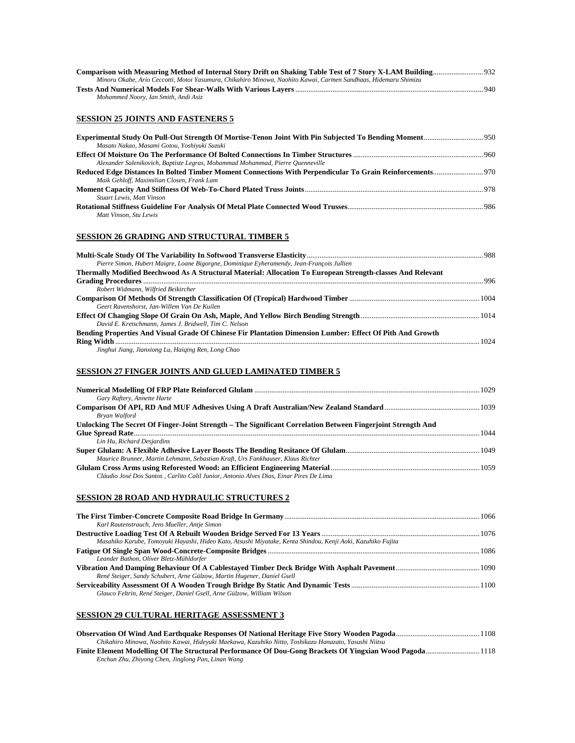**Comparison with Measuring Method of Internal Story Drift on Shaking Table Test of 7 Story X-LAM Building** ........................... 932
*Minoru Okabe, Ario Ceccotti, Motoi Yasumura, Chikahiro Minowa, Naohito Kawai, Carmen Sandhaas, Hidemaru Shimizu*

**Tests And Numerical Models For Shear-Walls With Various Layers** ........................... 940
*Mohammed Noory, Ian Smith, Andi Asiz*

## SESSION 25 JOINTS AND FASTENERS 5

**Experimental Study On Pull-Out Strength Of Mortise-Tenon Joint With Pin Subjected To Bending Moment** ........................... 950
*Masato Nakao, Masami Gotou, Yoshiyuki Suzuki*

**Effect Of Moisture On The Performance Of Bolted Connections In Timber Structures** ........................... 960
*Alexander Salenikovich, Baptiste Legras, Mohammad Mohammad, Pierre Quenneville*

**Reduced Edge Distances In Bolted Timber Moment Connections With Perpendicular To Grain Reinforcements** ........................... 970
*Maik Gehloff, Maximilian Closen, Frank Lam*

**Moment Capacity And Stiffness Of Web-To-Chord Plated Truss Joints** ........................... 978
*Stuart Lewis, Matt Vinson*

**Rotational Stiffness Guideline For Analysis Of Metal Plate Connected Wood Trusses** ........................... 986
*Matt Vinson, Stu Lewis*

## SESSION 26 GRADING AND STRUCTURAL TIMBER 5

**Multi-Scale Study Of The Variability In Softwood Transverse Elasticity** ........................... 988
*Pierre Simon, Hubert Maigre, Loane Bigorgne, Dominique Eyheramendy, Jean-François Jullien*

**Thermally Modified Beechwood As A Structural Material: Allocation To European Strength-classes And Relevant Grading Procedures** ........................... 996
*Robert Widmann, Wilfried Beikircher*

**Comparison Of Methods Of Strength Classification Of (Tropical) Hardwood Timber** ........................... 1004
*Geert Ravenshorst, Jan-Willem Van De Kuilen*

**Effect Of Changing Slope Of Grain On Ash, Maple, And Yellow Birch Bending Strength** ........................... 1014
*David E. Kretschmann, James J. Bridwell, Tim C. Nelson*

**Bending Properties And Visual Grade Of Chinese Fir Plantation Dimension Lumber: Effect Of Pith And Growth Ring Width** ........................... 1024
*Jinghui Jiang, Jianxiong Lu, Haiqing Ren, Long Chao*

## SESSION 27 FINGER JOINTS AND GLUED LAMINATED TIMBER 5

**Numerical Modelling Of FRP Plate Reinforced Glulam** ........................... 1029
*Gary Raftery, Annette Harte*

**Comparison Of API, RD And MUF Adhesives Using A Draft Australian/New Zealand Standard** ........................... 1039
*Bryan Walford*

**Unlocking The Secret Of Finger-Joint Strength – The Significant Correlation Between Fingerjoint Strength And Glue Spread Rate** ........................... 1044
*Lin Hu, Richard Desjardins*

**Super Glulam: A Flexible Adhesive Layer Boosts The Bending Resitance Of Glulam** ........................... 1049
*Maurice Brunner, Martin Lehmann, Sebastian Kraft, Urs Fankhauser, Klaus Richter*

**Glulam Cross Arms using Reforested Wood: an Efficient Engineering Material** ........................... 1059
*Cláudio José Dos Santos , Carlito Calil Junior, Antonio Alves Dias, Einar Pires De Lima*

## SESSION 28 ROAD AND HYDRAULIC STRUCTURES 2

**The First Timber-Concrete Composite Road Bridge In Germany** ........................... 1066
*Karl Rautenstrauch, Jens Mueller, Antje Simon*

**Destructive Loading Test Of A Rebuilt Wooden Bridge Served For 13 Years** ........................... 1076
*Masahiko Karube, Tomoyuki Hayashi, Hideo Kato, Atsushi Miyatake, Kenta Shindou, Kenji Aoki, Kazuhiko Fujita*

**Fatigue Of Single Span Wood-Concrete-Composite Bridges** ........................... 1086
*Leander Bathon, Oliver Bletz-Mühldorfer*

**Vibration And Damping Behaviour Of A Cablestayed Timber Deck Bridge With Asphalt Pavement** ........................... 1090
*René Steiger, Sandy Schubert, Arne Gülzow, Martin Hugener, Daniel Gsell*

**Serviceability Assessment Of A Wooden Trough Bridge By Static And Dynamic Tests** ........................... 1100
*Glauco Feltrin, René Steiger, Daniel Gsell, Arne Gülzow, William Wilson*

## SESSION 29 CULTURAL HERITAGE ASSESSMENT 3

**Observation Of Wind And Earthquake Responses Of National Heritage Five Story Wooden Pagoda** ........................... 1108
*Chikahiro Minowa, Naohito Kawai, Hideyuki Maekawa, Kazuhiko Nitto, Toshikazu Hanazato, Yasushi Niitsu*

**Finite Element Modelling Of The Structural Performance Of Dou-Gong Brackets Of Yingxian Wood Pagoda** ........................... 1118
*Enchun Zhu, Zhiyong Chen, Jinglong Pan, Linan Wang*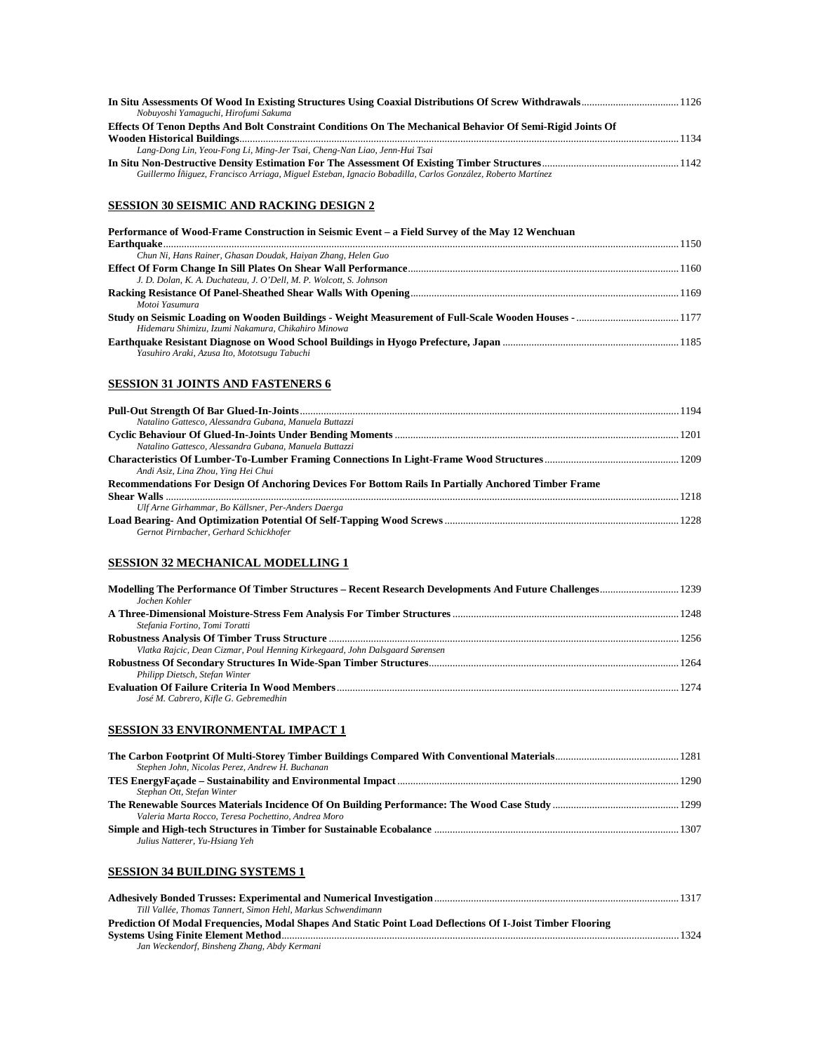**In Situ Assessments Of Wood In Existing Structures Using Coaxial Distributions Of Screw Withdrawals** ..................................... 1126
*Nobuyoshi Yamaguchi, Hirofumi Sakuma*

**Effects Of Tenon Depths And Bolt Constraint Conditions On The Mechanical Behavior Of Semi-Rigid Joints Of Wooden Historical Buildings** ..................................... 1134
*Lang-Dong Lin, Yeou-Fong Li, Ming-Jer Tsai, Cheng-Nan Liao, Jenn-Hui Tsai*

**In Situ Non-Destructive Density Estimation For The Assessment Of Existing Timber Structures** ..................................... 1142
*Guillermo Íñiguez, Francisco Arriaga, Miguel Esteban, Ignacio Bobadilla, Carlos González, Roberto Martínez*

## SESSION 30 SEISMIC AND RACKING DESIGN 2

**Performance of Wood-Frame Construction in Seismic Event – a Field Survey of the May 12 Wenchuan Earthquake** ..................................... 1150
*Chun Ni, Hans Rainer, Ghasan Doudak, Haiyan Zhang, Helen Guo*

**Effect Of Form Change In Sill Plates On Shear Wall Performance** ..................................... 1160
*J. D. Dolan, K. A. Duchateau, J. O'Dell, M. P. Wolcott, S. Johnson*

**Racking Resistance Of Panel-Sheathed Shear Walls With Opening** ..................................... 1169
*Motoi Yasumura*

**Study on Seismic Loading on Wooden Buildings - Weight Measurement of Full-Scale Wooden Houses -** ..................................... 1177
*Hidemaru Shimizu, Izumi Nakamura, Chikahiro Minowa*

**Earthquake Resistant Diagnose on Wood School Buildings in Hyogo Prefecture, Japan** ..................................... 1185
*Yasuhiro Araki, Azusa Ito, Mototsugu Tabuchi*

## SESSION 31 JOINTS AND FASTENERS 6

**Pull-Out Strength Of Bar Glued-In-Joints** ..................................... 1194
*Natalino Gattesco, Alessandra Gubana, Manuela Buttazzi*

**Cyclic Behaviour Of Glued-In-Joints Under Bending Moments** ..................................... 1201
*Natalino Gattesco, Alessandra Gubana, Manuela Buttazzi*

**Characteristics Of Lumber-To-Lumber Framing Connections In Light-Frame Wood Structures** ..................................... 1209
*Andi Asiz, Lina Zhou, Ying Hei Chui*

**Recommendations For Design Of Anchoring Devices For Bottom Rails In Partially Anchored Timber Frame Shear Walls** ..................................... 1218
*Ulf Arne Girhammar, Bo Källsner, Per-Anders Daerga*

**Load Bearing- And Optimization Potential Of Self-Tapping Wood Screws** ..................................... 1228
*Gernot Pirnbacher, Gerhard Schickhofer*

## SESSION 32 MECHANICAL MODELLING 1

**Modelling The Performance Of Timber Structures – Recent Research Developments And Future Challenges** ..................................... 1239
*Jochen Kohler*

**A Three-Dimensional Moisture-Stress Fem Analysis For Timber Structures** ..................................... 1248
*Stefania Fortino, Tomi Toratti*

**Robustness Analysis Of Timber Truss Structure** ..................................... 1256
*Vlatka Rajcic, Dean Cizmar, Poul Henning Kirkegaard, John Dalsgaard Sørensen*

**Robustness Of Secondary Structures In Wide-Span Timber Structures** ..................................... 1264
*Philipp Dietsch, Stefan Winter*

**Evaluation Of Failure Criteria In Wood Members** ..................................... 1274
*José M. Cabrero, Kifle G. Gebremedhin*

## SESSION 33 ENVIRONMENTAL IMPACT 1

**The Carbon Footprint Of Multi-Storey Timber Buildings Compared With Conventional Materials** ..................................... 1281
*Stephen John, Nicolas Perez, Andrew H. Buchanan*

**TES EnergyFaçade – Sustainability and Environmental Impact** ..................................... 1290
*Stephan Ott, Stefan Winter*

**The Renewable Sources Materials Incidence Of On Building Performance: The Wood Case Study** ..................................... 1299
*Valeria Marta Rocco, Teresa Pochettino, Andrea Moro*

**Simple and High-tech Structures in Timber for Sustainable Ecobalance** ..................................... 1307
*Julius Natterer, Yu-Hsiang Yeh*

## SESSION 34 BUILDING SYSTEMS 1

**Adhesively Bonded Trusses: Experimental and Numerical Investigation** ..................................... 1317
*Till Vallée, Thomas Tannert, Simon Hehl, Markus Schwendimann*

**Prediction Of Modal Frequencies, Modal Shapes And Static Point Load Deflections Of I-Joist Timber Flooring Systems Using Finite Element Method** ..................................... 1324
*Jan Weckendorf, Binsheng Zhang, Abdy Kermani*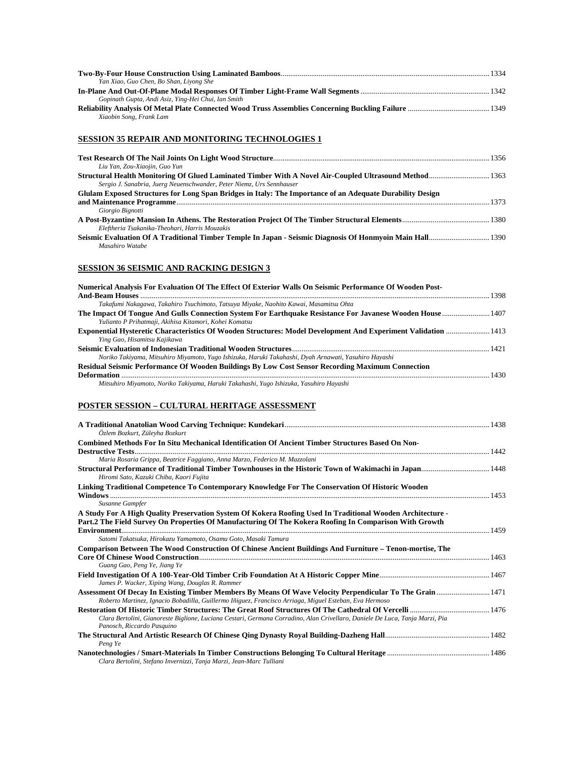**Two-By-Four House Construction Using Laminated Bamboos** ............ 1334
*Yan Xiao, Guo Chen, Bo Shan, Liyong She*

**In-Plane And Out-Of-Plane Modal Responses Of Timber Light-Frame Wall Segments** ............ 1342
*Gopinath Gupta, Andi Asiz, Ying-Hei Chui, Ian Smith*

**Reliability Analysis Of Metal Plate Connected Wood Truss Assemblies Concerning Buckling Failure** ............ 1349
*Xiaobin Song, Frank Lam*

## SESSION 35 REPAIR AND MONITORING TECHNOLOGIES 1

**Test Research Of The Nail Joints On Light Wood Structure** ............ 1356
*Liu Yan, Zou-Xiaojin, Guo Yun*

**Structural Health Monitoring Of Glued Laminated Timber With A Novel Air-Coupled Ultrasound Method** ............ 1363
*Sergio J. Sanabria, Juerg Neuenschwander, Peter Niemz, Urs Sennhauser*

**Glulam Exposed Structures for Long Span Bridges in Italy: The Importance of an Adequate Durability Design and Maintenance Programme** ............ 1373
*Giorgio Bignotti*

**A Post-Byzantine Mansion In Athens. The Restoration Project Of The Timber Structural Elements** ............ 1380
*Eleftheria Tsakanika-Theohari, Harris Mouzakis*

**Seismic Evaluation Of A Traditional Timber Temple In Japan - Seismic Diagnosis Of Honmyoin Main Hall** ............ 1390
*Masahiro Watabe*

## SESSION 36 SEISMIC AND RACKING DESIGN 3

**Numerical Analysis For Evaluation Of The Effect Of Exterior Walls On Seismic Performance Of Wooden Post-And-Beam Houses** ............ 1398
*Takafumi Nakagawa, Takahiro Tsuchimoto, Tatsuya Miyake, Naohito Kawai, Masamitsu Ohta*

**The Impact Of Tongue And Gulls Connection System For Earthquake Resistance For Javanese Wooden House** ............ 1407
*Yulianto P Prihatmaji, Akihisa Kitamori, Kohei Komatsu*

**Exponential Hysteretic Characteristics Of Wooden Structures: Model Development And Experiment Validation** ............ 1413
*Ying Gao, Hisamitsu Kajikawa*

**Seismic Evaluation of Indonesian Traditional Wooden Structures** ............ 1421
*Noriko Takiyama, Mitsuhiro Miyamoto, Yugo Ishizuka, Haruki Takahashi, Dyah Arnawati, Yasuhiro Hayashi*

**Residual Seismic Performance Of Wooden Buildings By Low Cost Sensor Recording Maximum Connection Deformation** ............ 1430
*Mitsuhiro Miyamoto, Noriko Takiyama, Haruki Takahashi, Yugo Ishizuka, Yasuhiro Hayashi*

## POSTER SESSION – CULTURAL HERITAGE ASSESSMENT

**A Traditional Anatolian Wood Carving Technique: Kundekari** ............ 1438
*Özlem Bozkurt, Züleyha Bozkurt*

**Combined Methods For In Situ Mechanical Identification Of Ancient Timber Structures Based On Non-Destructive Tests** ............ 1442
*Maria Rosaria Grippa, Beatrice Faggiano, Anna Marzo, Federico M. Mazzolani*

**Structural Performance of Traditional Timber Townhouses in the Historic Town of Wakimachi in Japan** ............ 1448
*Hiromi Sato, Kazuki Chiba, Kaori Fujita*

**Linking Traditional Competence To Contemporary Knowledge For The Conservation Of Historic Wooden Windows** ............ 1453
*Susanne Gampfer*

**A Study For A High Quality Preservation System Of Kokera Roofing Used In Traditional Wooden Architecture - Part.2 The Field Survey On Properties Of Manufacturing Of The Kokera Roofing In Comparison With Growth Environment** ............ 1459
*Satomi Takatsuka, Hirokazu Yamamoto, Osamu Goto, Masaki Tamura*

**Comparison Between The Wood Construction Of Chinese Ancient Buildings And Furniture – Tenon-mortise, The Core Of Chinese Wood Construction** ............ 1463
*Guang Gao, Peng Ye, Jiang Ye*

**Field Investigation Of A 100-Year-Old Timber Crib Foundation At A Historic Copper Mine** ............ 1467
*James P. Wacker, Xiping Wang, Douglas R. Rammer*

**Assessment Of Decay In Existing Timber Members By Means Of Wave Velocity Perpendicular To The Grain** ............ 1471
*Roberto Martinez, Ignacio Bobadilla, Guillermo Iñiguez, Francisco Arriaga, Miguel Esteban, Eva Hermoso*

**Restoration Of Historic Timber Structures: The Great Roof Structures Of The Cathedral Of Vercelli** ............ 1476
*Clara Bertolini, Gianoreste Biglione, Luciana Cestari, Germana Corradino, Alan Crivellaro, Daniele De Luca, Tanja Marzi, Pia Panosch, Riccardo Pasquino*

**The Structural And Artistic Research Of Chinese Qing Dynasty Royal Building-Dazheng Hall** ............ 1482
*Peng Ye*

**Nanotechnologies / Smart-Materials In Timber Constructions Belonging To Cultural Heritage** ............ 1486
*Clara Bertolini, Stefano Invernizzi, Tanja Marzi, Jean-Marc Tulliani*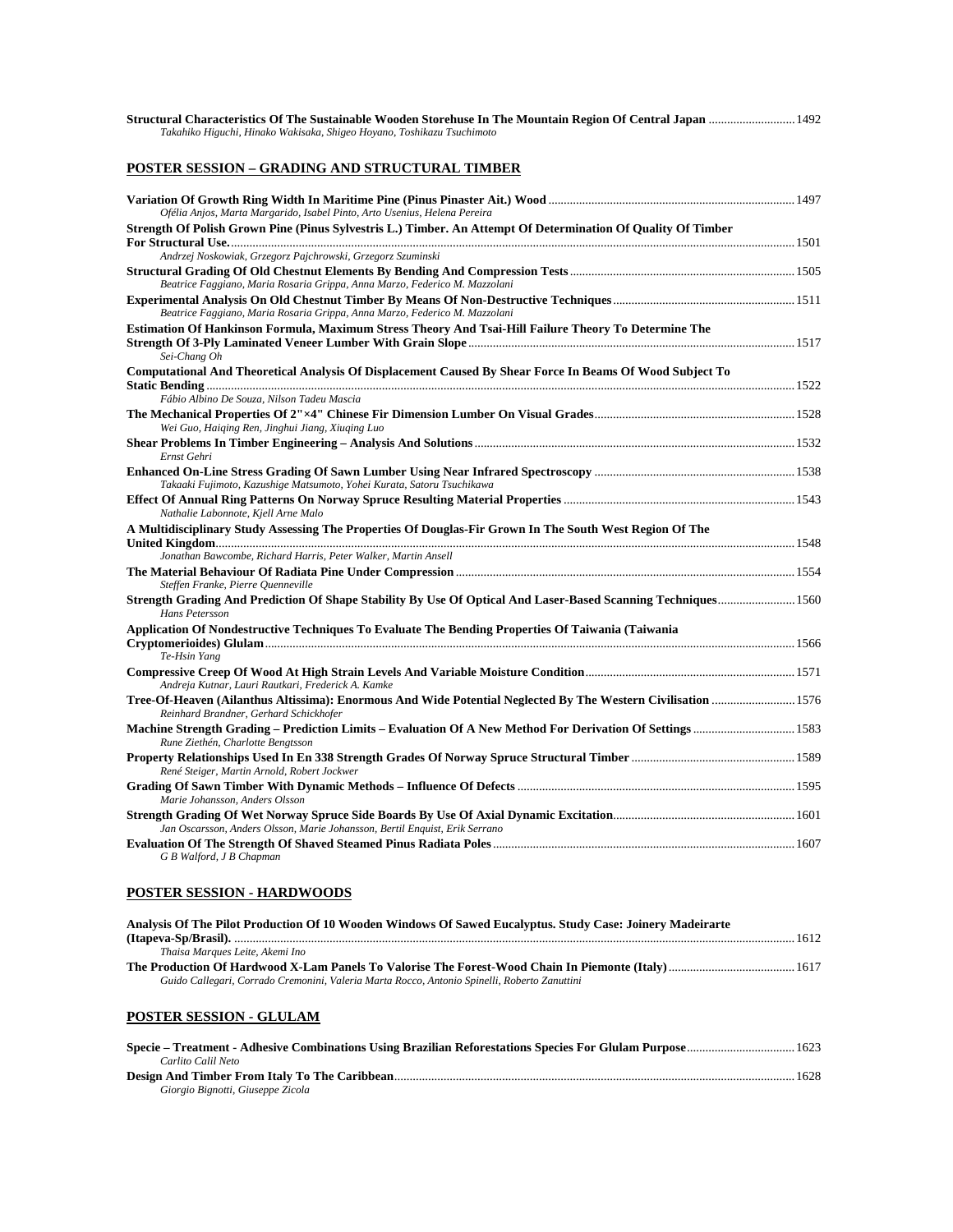**Structural Characteristics Of The Sustainable Wooden Storehuse In The Mountain Region Of Central Japan** ............................ 1492
*Takahiko Higuchi, Hinako Wakisaka, Shigeo Hoyano, Toshikazu Tsuchimoto*

## POSTER SESSION – GRADING AND STRUCTURAL TIMBER

**Variation Of Growth Ring Width In Maritime Pine (Pinus Pinaster Ait.) Wood** ............................ 1497
*Ofélia Anjos, Marta Margarido, Isabel Pinto, Arto Usenius, Helena Pereira*

**Strength Of Polish Grown Pine (Pinus Sylvestris L.) Timber. An Attempt Of Determination Of Quality Of Timber For Structural Use.** ............................ 1501
*Andrzej Noskowiak, Grzegorz Pajchrowski, Grzegorz Szuminski*

**Structural Grading Of Old Chestnut Elements By Bending And Compression Tests** ............................ 1505
*Beatrice Faggiano, Maria Rosaria Grippa, Anna Marzo, Federico M. Mazzolani*

**Experimental Analysis On Old Chestnut Timber By Means Of Non-Destructive Techniques** ............................ 1511
*Beatrice Faggiano, Maria Rosaria Grippa, Anna Marzo, Federico M. Mazzolani*

**Estimation Of Hankinson Formula, Maximum Stress Theory And Tsai-Hill Failure Theory To Determine The Strength Of 3-Ply Laminated Veneer Lumber With Grain Slope** ............................ 1517
*Sei-Chang Oh*

**Computational And Theoretical Analysis Of Displacement Caused By Shear Force In Beams Of Wood Subject To Static Bending** ............................ 1522
*Fábio Albino De Souza, Nilson Tadeu Mascia*

**The Mechanical Properties Of 2"×4" Chinese Fir Dimension Lumber On Visual Grades** ............................ 1528
*Wei Guo, Haiqing Ren, Jinghui Jiang, Xiuqing Luo*

**Shear Problems In Timber Engineering – Analysis And Solutions** ............................ 1532
*Ernst Gehri*

**Enhanced On-Line Stress Grading Of Sawn Lumber Using Near Infrared Spectroscopy** ............................ 1538
*Takaaki Fujimoto, Kazushige Matsumoto, Yohei Kurata, Satoru Tsuchikawa*

**Effect Of Annual Ring Patterns On Norway Spruce Resulting Material Properties** ............................ 1543
*Nathalie Labonnote, Kjell Arne Malo*

**A Multidisciplinary Study Assessing The Properties Of Douglas-Fir Grown In The South West Region Of The United Kingdom** ............................ 1548
*Jonathan Bawcombe, Richard Harris, Peter Walker, Martin Ansell*

**The Material Behaviour Of Radiata Pine Under Compression** ............................ 1554
*Steffen Franke, Pierre Quenneville*

**Strength Grading And Prediction Of Shape Stability By Use Of Optical And Laser-Based Scanning Techniques** ............................ 1560
*Hans Petersson*

**Application Of Nondestructive Techniques To Evaluate The Bending Properties Of Taiwania (Taiwania Cryptomerioides) Glulam** ............................ 1566
*Te-Hsin Yang*

**Compressive Creep Of Wood At High Strain Levels And Variable Moisture Condition** ............................ 1571
*Andreja Kutnar, Lauri Rautkari, Frederick A. Kamke*

**Tree-Of-Heaven (Ailanthus Altissima): Enormous And Wide Potential Neglected By The Western Civilisation** ............................ 1576
*Reinhard Brandner, Gerhard Schickhofer*

**Machine Strength Grading – Prediction Limits – Evaluation Of A New Method For Derivation Of Settings** ............................ 1583
*Rune Ziethén, Charlotte Bengtsson*

**Property Relationships Used In En 338 Strength Grades Of Norway Spruce Structural Timber** ............................ 1589
*René Steiger, Martin Arnold, Robert Jockwer*

**Grading Of Sawn Timber With Dynamic Methods – Influence Of Defects** ............................ 1595
*Marie Johansson, Anders Olsson*

**Strength Grading Of Wet Norway Spruce Side Boards By Use Of Axial Dynamic Excitation** ............................ 1601
*Jan Oscarsson, Anders Olsson, Marie Johansson, Bertil Enquist, Erik Serrano*

**Evaluation Of The Strength Of Shaved Steamed Pinus Radiata Poles** ............................ 1607
*G B Walford, J B Chapman*

## POSTER SESSION - HARDWOODS

**Analysis Of The Pilot Production Of 10 Wooden Windows Of Sawed Eucalyptus. Study Case: Joinery Madeirarte (Itapeva-Sp/Brasil).** ............................ 1612
*Thaisa Marques Leite, Akemi Ino*

**The Production Of Hardwood X-Lam Panels To Valorise The Forest-Wood Chain In Piemonte (Italy)** ............................ 1617
*Guido Callegari, Corrado Cremonini, Valeria Marta Rocco, Antonio Spinelli, Roberto Zanuttini*

## POSTER SESSION - GLULAM

**Specie – Treatment - Adhesive Combinations Using Brazilian Reforestations Species For Glulam Purpose** ............................ 1623
*Carlito Calil Neto*

**Design And Timber From Italy To The Caribbean** ............................ 1628
*Giorgio Bignotti, Giuseppe Zicola*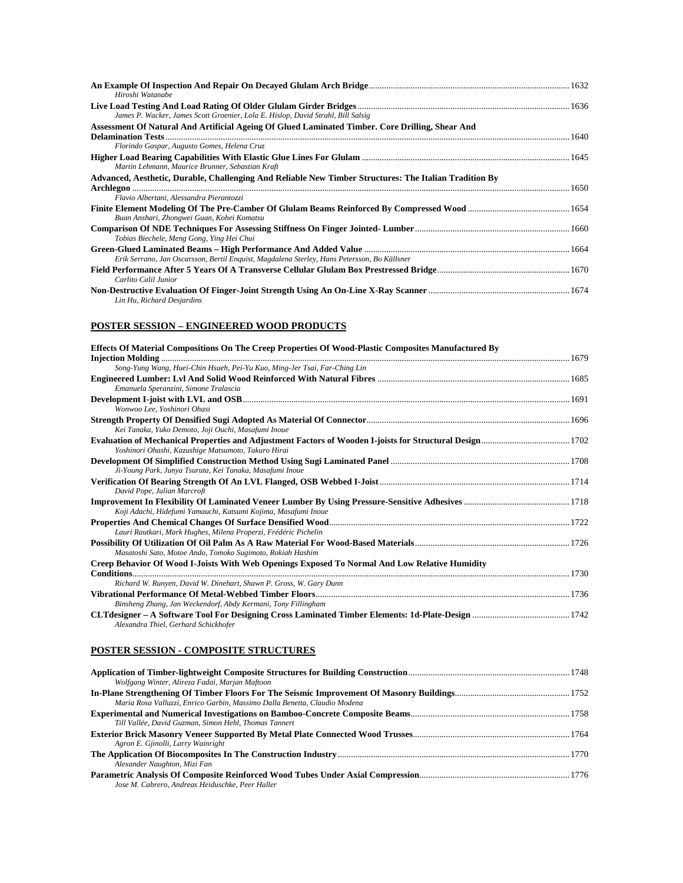**An Example Of Inspection And Repair On Decayed Glulam Arch Bridge** ........ 1632
*Hiroshi Watanabe*

**Live Load Testing And Load Rating Of Older Glulam Girder Bridges** ........ 1636
*James P. Wacker, James Scott Groenier, Lola E. Hislop, David Strahl, Bill Salsig*

**Assessment Of Natural And Artificial Ageing Of Glued Laminated Timber. Core Drilling, Shear And Delamination Tests** ........ 1640
*Florindo Gaspar, Augusto Gomes, Helena Cruz*

**Higher Load Bearing Capabilities With Elastic Glue Lines For Glulam** ........ 1645
*Martin Lehmann, Maurice Brunner, Sebastian Kraft*

**Advanced, Aesthetic, Durable, Challenging And Reliable New Timber Structures: The Italian Tradition By Archlegno** ........ 1650
*Flavio Albertani, Alessandra Pierantozzi*

**Finite Element Modeling Of The Pre-Camber Of Glulam Beams Reinforced By Compressed Wood** ........ 1654
*Buan Anshari, Zhongwei Guan, Kohei Komatsu*

**Comparison Of NDE Techniques For Assessing Stiffness On Finger Jointed- Lumber** ........ 1660
*Tobias Biechele, Meng Gong, Ying Hei Chui*

**Green-Glued Laminated Beams – High Performance And Added Value** ........ 1664
*Erik Serrano, Jan Oscarsson, Bertil Enquist, Magdalena Sterley, Hans Petersson, Bo Källsner*

**Field Performance After 5 Years Of A Transverse Cellular Glulam Box Prestressed Bridge** ........ 1670
*Carlito Calil Junior*

**Non-Destructive Evaluation Of Finger-Joint Strength Using An On-Line X-Ray Scanner** ........ 1674
*Lin Hu, Richard Desjardins*

## POSTER SESSION – ENGINEERED WOOD PRODUCTS

**Effects Of Material Compositions On The Creep Properties Of Wood-Plastic Composites Manufactured By Injection Molding** ........ 1679
*Song-Yung Wang, Huei-Chin Hsueh, Pei-Yu Kuo, Ming-Jer Tsai, Far-Ching Lin*

**Engineered Lumber: Lvl And Solid Wood Reinforced With Natural Fibres** ........ 1685
*Emanuela Speranzini, Simone Tralascia*

**Development I-joist with LVL and OSB** ........ 1691
*Wonwoo Lee, Yoshinori Ohasi*

**Strength Property Of Densified Sugi Adopted As Material Of Connector** ........ 1696
*Kei Tanaka, Yuko Demoto, Joji Ouchi, Masafumi Inoue*

**Evaluation of Mechanical Properties and Adjustment Factors of Wooden I-joists for Structural Design** ........ 1702
*Yoshinori Ohashi, Kazushige Matsumoto, Takuro Hirai*

**Development Of Simplified Construction Method Using Sugi Laminated Panel** ........ 1708
*Ji-Young Park, Junya Tsuruta, Kei Tanaka, Masafumi Inoue*

**Verification Of Bearing Strength Of An LVL Flanged, OSB Webbed I-Joist** ........ 1714
*David Pope, Julian Marcroft*

**Improvement In Flexibility Of Laminated Veneer Lumber By Using Pressure-Sensitive Adhesives** ........ 1718
*Koji Adachi, Hidefumi Yamauchi, Katsumi Kojima, Masafumi Inoue*

**Properties And Chemical Changes Of Surface Densified Wood** ........ 1722
*Lauri Rautkari, Mark Hughes, Milena Properzi, Frédéric Pichelin*

**Possibility Of Utilization Of Oil Palm As A Raw Material For Wood-Based Materials** ........ 1726
*Masatoshi Sato, Motoe Ando, Tomoko Sugimoto, Rokiah Hashim*

**Creep Behavior Of Wood I-Joists With Web Openings Exposed To Normal And Low Relative Humidity Conditions** ........ 1730
*Richard W. Runyen, David W. Dinehart, Shawn P. Gross, W. Gary Dunn*

**Vibrational Performance Of Metal-Webbed Timber Floors** ........ 1736
*Binsheng Zhang, Jan Weckendorf, Abdy Kermani, Tony Fillingham*

**CLTdesigner – A Software Tool For Designing Cross Laminated Timber Elements: 1d-Plate-Design** ........ 1742
*Alexandra Thiel, Gerhard Schickhofer*

## POSTER SESSION - COMPOSITE STRUCTURES

**Application of Timber-lightweight Composite Structures for Building Construction** ........ 1748
*Wolfgang Winter, Alireza Fadai, Marjan Maftoon*

**In-Plane Strengthening Of Timber Floors For The Seismic Improvement Of Masonry Buildings** ........ 1752
*Maria Rosa Valluzzi, Enrico Garbin, Massimo Dalla Benetta, Claudio Modena*

**Experimental and Numerical Investigations on Bamboo-Concrete Composite Beams** ........ 1758
*Till Vallée, David Guzman, Simon Hehl, Thomas Tannert*

**Exterior Brick Masonry Veneer Supported By Metal Plate Connected Wood Trusses** ........ 1764
*Agron E. Gjinolli, Larry Wainright*

**The Application Of Biocomposites In The Construction Industry** ........ 1770
*Alexander Naughton, Mizi Fan*

**Parametric Analysis Of Composite Reinforced Wood Tubes Under Axial Compression** ........ 1776
*Jose M. Cabrero, Andreas Heiduschke, Peer Haller*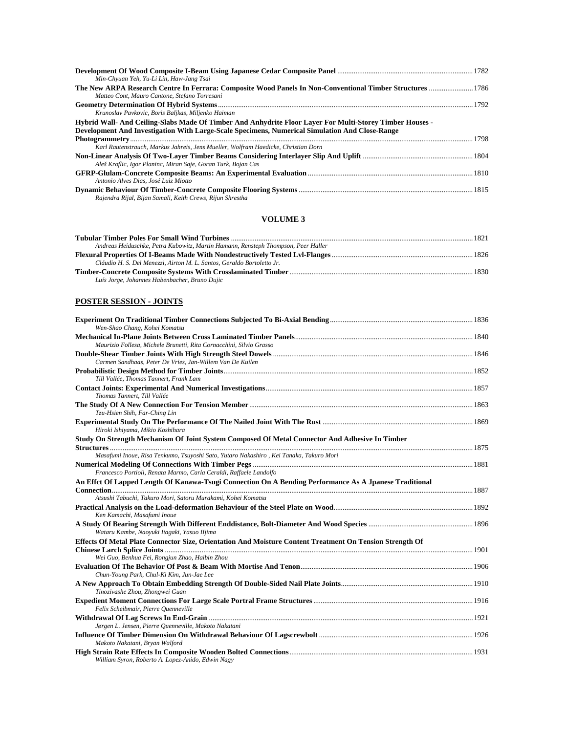**Development Of Wood Composite I-Beam Using Japanese Cedar Composite Panel** ........ 1782
*Min-Chyuan Yeh, Yu-Li Lin, Haw-Jang Tsai*

**The New ARPA Research Centre In Ferrara: Composite Wood Panels In Non-Conventional Timber Structures** ........ 1786
*Matteo Cont, Mauro Cantone, Stefano Torresani*

**Geometry Determination Of Hybrid Systems** ........ 1792
*Krunoslav Pavkovic, Boris Baljkas, Miljenko Haiman*

**Hybrid Wall- And Ceiling-Slabs Made Of Timber And Anhydrite Floor Layer For Multi-Storey Timber Houses - Development And Investigation With Large-Scale Specimens, Numerical Simulation And Close-Range Photogrammetry** ........ 1798
*Karl Rautenstrauch, Markus Jahreis, Jens Mueller, Wolfram Haedicke, Christian Dorn*

**Non-Linear Analysis Of Two-Layer Timber Beams Considering Interlayer Slip And Uplift** ........ 1804
*Aleš Kroflic, Igor Planinc, Miran Saje, Goran Turk, Bojan Cas*

**GFRP-Glulam-Concrete Composite Beams: An Experimental Evaluation** ........ 1810
*Antonio Alves Dias, José Luiz Miotto*

**Dynamic Behaviour Of Timber-Concrete Composite Flooring Systems** ........ 1815
*Rajendra Rijal, Bijan Samali, Keith Crews, Rijun Shrestha*

## VOLUME 3

**Tubular Timber Poles For Small Wind Turbines** ........ 1821
*Andreas Heiduschke, Petra Kubowitz, Martin Hamann, Rensteph Thompson, Peer Haller*

**Flexural Properties Of I-Beams Made With Nondestructively Tested Lvl-Flanges** ........ 1826
*Cláudio H. S. Del Menezzi, Airton M. L. Santos, Geraldo Bortoletto Jr.*

**Timber-Concrete Composite Systems With Crosslaminated Timber** ........ 1830
*Luís Jorge, Johannes Habenbacher, Bruno Dujic*

## POSTER SESSION - JOINTS

**Experiment On Traditional Timber Connections Subjected To Bi-Axial Bending** ........ 1836
*Wen-Shao Chang, Kohei Komatsu*

**Mechanical In-Plane Joints Between Cross Laminated Timber Panels** ........ 1840
*Maurizio Follesa, Michele Brunetti, Rita Cornacchini, Silvio Grasso*

**Double-Shear Timber Joints With High Strength Steel Dowels** ........ 1846
*Carmen Sandhaas, Peter De Vries, Jan-Willem Van De Kuilen*

**Probabilistic Design Method for Timber Joints** ........ 1852
*Till Vallée, Thomas Tannert, Frank Lam*

**Contact Joints: Experimental And Numerical Investigations** ........ 1857
*Thomas Tannert, Till Vallée*

**The Study Of A New Connection For Tension Member** ........ 1863
*Tzu-Hsien Shih, Far-Ching Lin*

**Experimental Study On The Performance Of The Nailed Joint With The Rust** ........ 1869
*Hiroki Ishiyama, Mikio Koshihara*

**Study On Strength Mechanism Of Joint System Composed Of Metal Connector And Adhesive In Timber Structures** ........ 1875
*Masafumi Inoue, Risa Tenkumo, Tsuyoshi Sato, Yutaro Nakashiro , Kei Tanaka, Takuro Mori*

**Numerical Modeling Of Connections With Timber Pegs** ........ 1881
*Francesco Portioli, Renata Marmo, Carla Ceraldi, Raffaele Landolfo*

**An Effct Of Lapped Length Of Kanawa-Tsugi Connection On A Bending Performance As A Jpanese Traditional Connection** ........ 1887
*Atsushi Tabuchi, Takuro Mori, Satoru Murakami, Kohei Komatsu*

**Practical Analysis on the Load-deformation Behaviour of the Steel Plate on Wood** ........ 1892
*Ken Kamachi, Masafumi Inoue*

**A Study Of Bearing Strength With Different Enddistance, Bolt-Diameter And Wood Species** ........ 1896
*Wataru Kambe, Naoyuki Itagaki, Yasuo IIjima*

**Effects Of Metal Plate Connector Size, Orientation And Moisture Content Treatment On Tension Strength Of Chinese Larch Splice Joints** ........ 1901
*Wei Guo, Benhua Fei, Rongjun Zhao, Haibin Zhou*

**Evaluation Of The Behavior Of Post & Beam With Mortise And Tenon** ........ 1906
*Chun-Young Park, Chul-Ki Kim, Jun-Jae Lee*

**A New Approach To Obtain Embedding Strength Of Double-Sided Nail Plate Joints** ........ 1910
*Tinozivashe Zhou, Zhongwei Guan*

**Expedient Moment Connections For Large Scale Portral Frame Structures** ........ 1916
*Felix Scheibmair, Pierre Quenneville*

**Withdrawal Of Lag Screws In End-Grain** ........ 1921
*Jørgen L. Jensen, Pierre Quenneville, Makoto Nakatani*

**Influence Of Timber Dimension On Withdrawal Behaviour Of Lagscrewbolt** ........ 1926
*Makoto Nakatani, Bryan Walford*

**High Strain Rate Effects In Composite Wooden Bolted Connections** ........ 1931
*William Syron, Roberto A. Lopez-Anido, Edwin Nagy*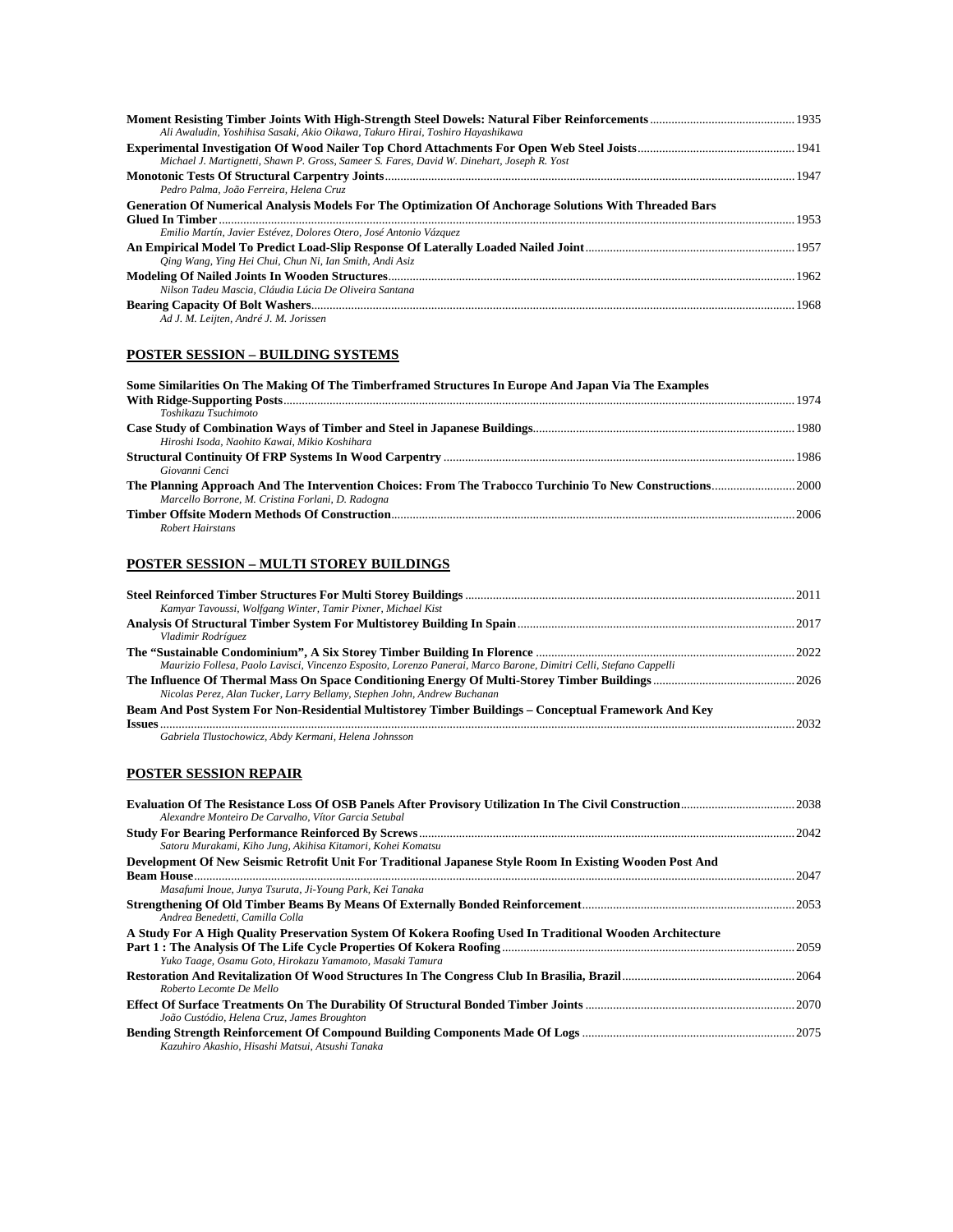**Moment Resisting Timber Joints With High-Strength Steel Dowels: Natural Fiber Reinforcements** .................. 1935
*Ali Awaludin, Yoshihisa Sasaki, Akio Oikawa, Takuro Hirai, Toshiro Hayashikawa*

**Experimental Investigation Of Wood Nailer Top Chord Attachments For Open Web Steel Joists** .................. 1941
*Michael J. Martignetti, Shawn P. Gross, Sameer S. Fares, David W. Dinehart, Joseph R. Yost*

**Monotonic Tests Of Structural Carpentry Joints** .................. 1947
*Pedro Palma, João Ferreira, Helena Cruz*

**Generation Of Numerical Analysis Models For The Optimization Of Anchorage Solutions With Threaded Bars Glued In Timber** .................. 1953
*Emilio Martín, Javier Estévez, Dolores Otero, José Antonio Vázquez*

**An Empirical Model To Predict Load-Slip Response Of Laterally Loaded Nailed Joint** .................. 1957
*Qing Wang, Ying Hei Chui, Chun Ni, Ian Smith, Andi Asiz*

**Modeling Of Nailed Joints In Wooden Structures** .................. 1962
*Nilson Tadeu Mascia, Cláudia Lúcia De Oliveira Santana*

**Bearing Capacity Of Bolt Washers** .................. 1968
*Ad J. M. Leijten, André J. M. Jorissen*

## POSTER SESSION – BUILDING SYSTEMS

**Some Similarities On The Making Of The Timberframed Structures In Europe And Japan Via The Examples With Ridge-Supporting Posts** .................. 1974
*Toshikazu Tsuchimoto*

**Case Study of Combination Ways of Timber and Steel in Japanese Buildings** .................. 1980
*Hiroshi Isoda, Naohito Kawai, Mikio Koshihara*

**Structural Continuity Of FRP Systems In Wood Carpentry** .................. 1986
*Giovanni Cenci*

**The Planning Approach And The Intervention Choices: From The Trabocco Turchinio To New Constructions** .................. 2000
*Marcello Borrone, M. Cristina Forlani, D. Radogna*

**Timber Offsite Modern Methods Of Construction** .................. 2006
*Robert Hairstans*

## POSTER SESSION – MULTI STOREY BUILDINGS

**Steel Reinforced Timber Structures For Multi Storey Buildings** .................. 2011
*Kamyar Tavoussi, Wolfgang Winter, Tamir Pixner, Michael Kist*

**Analysis Of Structural Timber System For Multistorey Building In Spain** .................. 2017
*Vladimir Rodríguez*

**The "Sustainable Condominium", A Six Storey Timber Building In Florence** .................. 2022
*Maurizio Follesa, Paolo Lavisci, Vincenzo Esposito, Lorenzo Panerai, Marco Barone, Dimitri Celli, Stefano Cappelli*

**The Influence Of Thermal Mass On Space Conditioning Energy Of Multi-Storey Timber Buildings** .................. 2026
*Nicolas Perez, Alan Tucker, Larry Bellamy, Stephen John, Andrew Buchanan*

**Beam And Post System For Non-Residential Multistorey Timber Buildings – Conceptual Framework And Key Issues** .................. 2032
*Gabriela Tlustochowicz, Abdy Kermani, Helena Johnsson*

## POSTER SESSION REPAIR

**Evaluation Of The Resistance Loss Of OSB Panels After Provisory Utilization In The Civil Construction** .................. 2038
*Alexandre Monteiro De Carvalho, Vitor Garcia Setubal*

**Study For Bearing Performance Reinforced By Screws** .................. 2042
*Satoru Murakami, Kiho Jung, Akihisa Kitamori, Kohei Komatsu*

**Development Of New Seismic Retrofit Unit For Traditional Japanese Style Room In Existing Wooden Post And Beam House** .................. 2047
*Masafumi Inoue, Junya Tsuruta, Ji-Young Park, Kei Tanaka*

**Strengthening Of Old Timber Beams By Means Of Externally Bonded Reinforcement** .................. 2053
*Andrea Benedetti, Camilla Colla*

**A Study For A High Quality Preservation System Of Kokera Roofing Used In Traditional Wooden Architecture Part 1 : The Analysis Of The Life Cycle Properties Of Kokera Roofing** .................. 2059
*Yuko Taage, Osamu Goto, Hirokazu Yamamoto, Masaki Tamura*

**Restoration And Revitalization Of Wood Structures In The Congress Club In Brasilia, Brazil** .................. 2064
*Roberto Lecomte De Mello*

**Effect Of Surface Treatments On The Durability Of Structural Bonded Timber Joints** .................. 2070
*João Custódio, Helena Cruz, James Broughton*

**Bending Strength Reinforcement Of Compound Building Components Made Of Logs** .................. 2075
*Kazuhiro Akashio, Hisashi Matsui, Atsushi Tanaka*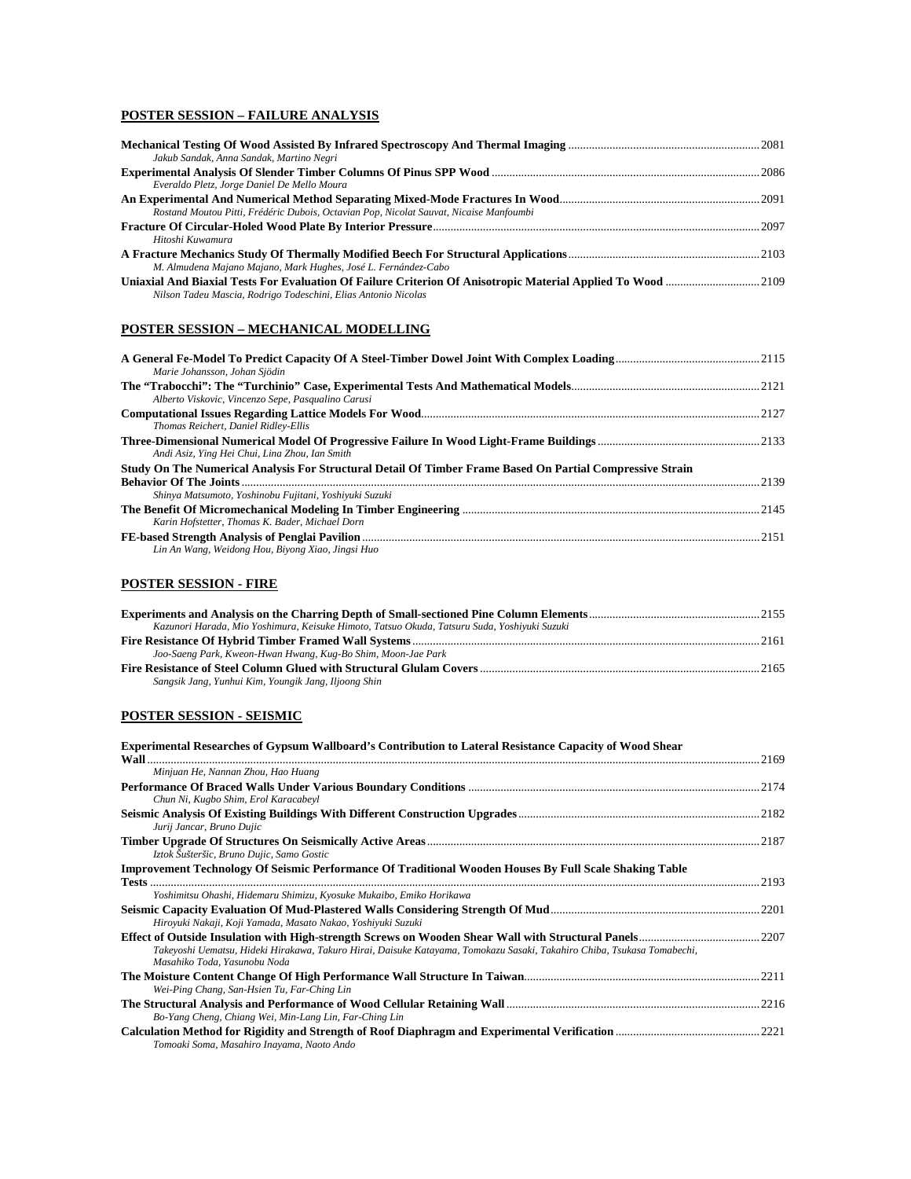## POSTER SESSION – FAILURE ANALYSIS

**Mechanical Testing Of Wood Assisted By Infrared Spectroscopy And Thermal Imaging** .......... 2081
*Jakub Sandak, Anna Sandak, Martino Negri*

**Experimental Analysis Of Slender Timber Columns Of Pinus SPP Wood** .......... 2086
*Everaldo Pletz, Jorge Daniel De Mello Moura*

**An Experimental And Numerical Method Separating Mixed-Mode Fractures In Wood** .......... 2091
*Rostand Moutou Pitti, Frédéric Dubois, Octavian Pop, Nicolat Sauvat, Nicaise Manfoumbi*

**Fracture Of Circular-Holed Wood Plate By Interior Pressure** .......... 2097
*Hitoshi Kuwamura*

**A Fracture Mechanics Study Of Thermally Modified Beech For Structural Applications** .......... 2103
*M. Almudena Majano Majano, Mark Hughes, José L. Fernández-Cabo*

**Uniaxial And Biaxial Tests For Evaluation Of Failure Criterion Of Anisotropic Material Applied To Wood** .......... 2109
*Nilson Tadeu Mascia, Rodrigo Todeschini, Elias Antonio Nicolas*

## POSTER SESSION – MECHANICAL MODELLING

**A General Fe-Model To Predict Capacity Of A Steel-Timber Dowel Joint With Complex Loading** .......... 2115
*Marie Johansson, Johan Sjödin*

**The "Trabocchi": The "Turchinio" Case, Experimental Tests And Mathematical Models** .......... 2121
*Alberto Viskovic, Vincenzo Sepe, Pasqualino Carusi*

**Computational Issues Regarding Lattice Models For Wood** .......... 2127
*Thomas Reichert, Daniel Ridley-Ellis*

**Three-Dimensional Numerical Model Of Progressive Failure In Wood Light-Frame Buildings** .......... 2133
*Andi Asiz, Ying Hei Chui, Lina Zhou, Ian Smith*

**Study On The Numerical Analysis For Structural Detail Of Timber Frame Based On Partial Compressive Strain Behavior Of The Joints** .......... 2139
*Shinya Matsumoto, Yoshinobu Fujitani, Yoshiyuki Suzuki*

**The Benefit Of Micromechanical Modeling In Timber Engineering** .......... 2145
*Karin Hofstetter, Thomas K. Bader, Michael Dorn*

**FE-based Strength Analysis of Penglai Pavilion** .......... 2151
*Lin An Wang, Weidong Hou, Biyong Xiao, Jingsi Huo*

## POSTER SESSION - FIRE

**Experiments and Analysis on the Charring Depth of Small-sectioned Pine Column Elements** .......... 2155
*Kazunori Harada, Mio Yoshimura, Keisuke Himoto, Tatsuo Okuda, Tatsuru Suda, Yoshiyuki Suzuki*

**Fire Resistance Of Hybrid Timber Framed Wall Systems** .......... 2161
*Joo-Saeng Park, Kweon-Hwan Hwang, Kug-Bo Shim, Moon-Jae Park*

**Fire Resistance of Steel Column Glued with Structural Glulam Covers** .......... 2165
*Sangsik Jang, Yunhui Kim, Youngik Jang, Iljoong Shin*

## POSTER SESSION - SEISMIC

**Experimental Researches of Gypsum Wallboard's Contribution to Lateral Resistance Capacity of Wood Shear Wall** .......... 2169
*Minjuan He, Nannan Zhou, Hao Huang*

**Performance Of Braced Walls Under Various Boundary Conditions** .......... 2174
*Chun Ni, Kugbo Shim, Erol Karacabeyl*

**Seismic Analysis Of Existing Buildings With Different Construction Upgrades** .......... 2182
*Jurij Jancar, Bruno Dujic*

**Timber Upgrade Of Structures On Seismically Active Areas** .......... 2187
*Iztok Šušteršic, Bruno Dujic, Samo Gostic*

**Improvement Technology Of Seismic Performance Of Traditional Wooden Houses By Full Scale Shaking Table Tests** .......... 2193
*Yoshimitsu Ohashi, Hidemaru Shimizu, Kyosuke Mukaibo, Emiko Horikawa*

**Seismic Capacity Evaluation Of Mud-Plastered Walls Considering Strength Of Mud** .......... 2201
*Hiroyuki Nakaji, Koji Yamada, Masato Nakao, Yoshiyuki Suzuki*

**Effect of Outside Insulation with High-strength Screws on Wooden Shear Wall with Structural Panels** .......... 2207
*Takeyoshi Uematsu, Hideki Hirakawa, Takuro Hirai, Daisuke Katayama, Tomokazu Sasaki, Takahiro Chiba, Tsukasa Tomabechi, Masahiko Toda, Yasunobu Noda*

**The Moisture Content Change Of High Performance Wall Structure In Taiwan** .......... 2211
*Wei-Ping Chang, San-Hsien Tu, Far-Ching Lin*

**The Structural Analysis and Performance of Wood Cellular Retaining Wall** .......... 2216
*Bo-Yang Cheng, Chiang Wei, Min-Lang Lin, Far-Ching Lin*

**Calculation Method for Rigidity and Strength of Roof Diaphragm and Experimental Verification** .......... 2221
*Tomoaki Soma, Masahiro Inayama, Naoto Ando*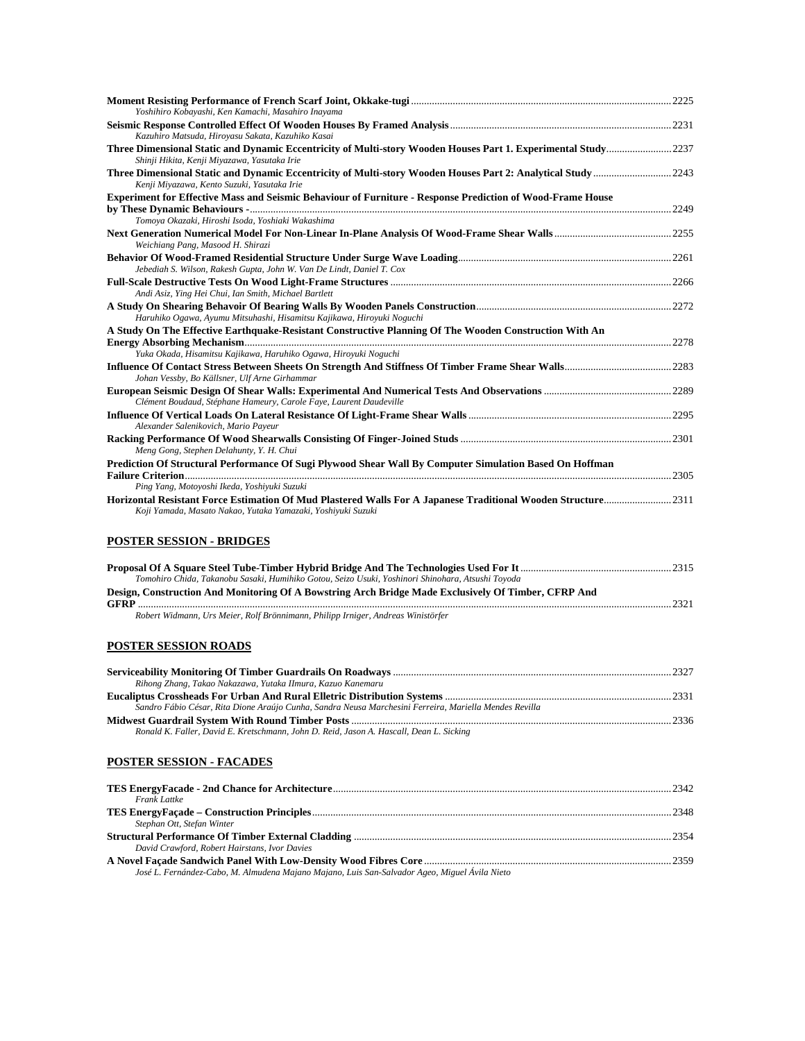**Moment Resisting Performance of French Scarf Joint, Okkake-tugi** ..... 2225
*Yoshihiro Kobayashi, Ken Kamachi, Masahiro Inayama*

**Seismic Response Controlled Effect Of Wooden Houses By Framed Analysis** ..... 2231
*Kazuhiro Matsuda, Hiroyasu Sakata, Kazuhiko Kasai*

**Three Dimensional Static and Dynamic Eccentricity of Multi-story Wooden Houses Part 1. Experimental Study** ..... 2237
*Shinji Hikita, Kenji Miyazawa, Yasutaka Irie*

**Three Dimensional Static and Dynamic Eccentricity of Multi-story Wooden Houses Part 2: Analytical Study** ..... 2243
*Kenji Miyazawa, Kento Suzuki, Yasutaka Irie*

**Experiment for Effective Mass and Seismic Behaviour of Furniture - Response Prediction of Wood-Frame House by These Dynamic Behaviours -** ..... 2249
*Tomoya Okazaki, Hiroshi Isoda, Yoshiaki Wakashima*

**Next Generation Numerical Model For Non-Linear In-Plane Analysis Of Wood-Frame Shear Walls** ..... 2255
*Weichiang Pang, Masood H. Shirazi*

**Behavior Of Wood-Framed Residential Structure Under Surge Wave Loading** ..... 2261
*Jebediah S. Wilson, Rakesh Gupta, John W. Van De Lindt, Daniel T. Cox*

**Full-Scale Destructive Tests On Wood Light-Frame Structures** ..... 2266
*Andi Asiz, Ying Hei Chui, Ian Smith, Michael Bartlett*

**A Study On Shearing Behavoir Of Bearing Walls By Wooden Panels Construction** ..... 2272
*Haruhiko Ogawa, Ayumu Mitsuhashi, Hisamitsu Kajikawa, Hiroyuki Noguchi*

**A Study On The Effective Earthquake-Resistant Constructive Planning Of The Wooden Construction With An Energy Absorbing Mechanism** ..... 2278
*Yuka Okada, Hisamitsu Kajikawa, Haruhiko Ogawa, Hiroyuki Noguchi*

**Influence Of Contact Stress Between Sheets On Strength And Stiffness Of Timber Frame Shear Walls** ..... 2283
*Johan Vessby, Bo Källsner, Ulf Arne Girhammar*

**European Seismic Design Of Shear Walls: Experimental And Numerical Tests And Observations** ..... 2289
*Clément Boudaud, Stéphane Hameury, Carole Faye, Laurent Daudeville*

**Influence Of Vertical Loads On Lateral Resistance Of Light-Frame Shear Walls** ..... 2295
*Alexander Salenikovich, Mario Payeur*

**Racking Performance Of Wood Shearwalls Consisting Of Finger-Joined Studs** ..... 2301
*Meng Gong, Stephen Delahunty, Y. H. Chui*

**Prediction Of Structural Performance Of Sugi Plywood Shear Wall By Computer Simulation Based On Hoffman Failure Criterion** ..... 2305
*Ping Yang, Motoyoshi Ikeda, Yoshiyuki Suzuki*

**Horizontal Resistant Force Estimation Of Mud Plastered Walls For A Japanese Traditional Wooden Structure** ..... 2311
*Koji Yamada, Masato Nakao, Yutaka Yamazaki, Yoshiyuki Suzuki*

## POSTER SESSION - BRIDGES

**Proposal Of A Square Steel Tube-Timber Hybrid Bridge And The Technologies Used For It** ..... 2315
*Tomohiro Chida, Takanobu Sasaki, Humihiko Gotou, Seizo Usuki, Yoshinori Shinohara, Atsushi Toyoda*

**Design, Construction And Monitoring Of A Bowstring Arch Bridge Made Exclusively Of Timber, CFRP And GFRP** ..... 2321
*Robert Widmann, Urs Meier, Rolf Brönnimann, Philipp Irniger, Andreas Winistörfer*

## POSTER SESSION ROADS

**Serviceability Monitoring Of Timber Guardrails On Roadways** ..... 2327
*Rihong Zhang, Takao Nakazawa, Yutaka IImura, Kazuo Kanemaru*

**Eucaliptus Crossheads For Urban And Rural Elletric Distribution Systems** ..... 2331
*Sandro Fábio César, Rita Dione Araújo Cunha, Sandra Neusa Marchesini Ferreira, Mariella Mendes Revilla*

**Midwest Guardrail System With Round Timber Posts** ..... 2336
*Ronald K. Faller, David E. Kretschmann, John D. Reid, Jason A. Hascall, Dean L. Sicking*

## POSTER SESSION - FACADES

**TES EnergyFacade - 2nd Chance for Architecture** ..... 2342
*Frank Lattke*

**TES EnergyFaçade – Construction Principles** ..... 2348
*Stephan Ott, Stefan Winter*

**Structural Performance Of Timber External Cladding** ..... 2354
*David Crawford, Robert Hairstans, Ivor Davies*

**A Novel Façade Sandwich Panel With Low-Density Wood Fibres Core** ..... 2359
*José L. Fernández-Cabo, M. Almudena Majano Majano, Luis San-Salvador Ageo, Miguel Ávila Nieto*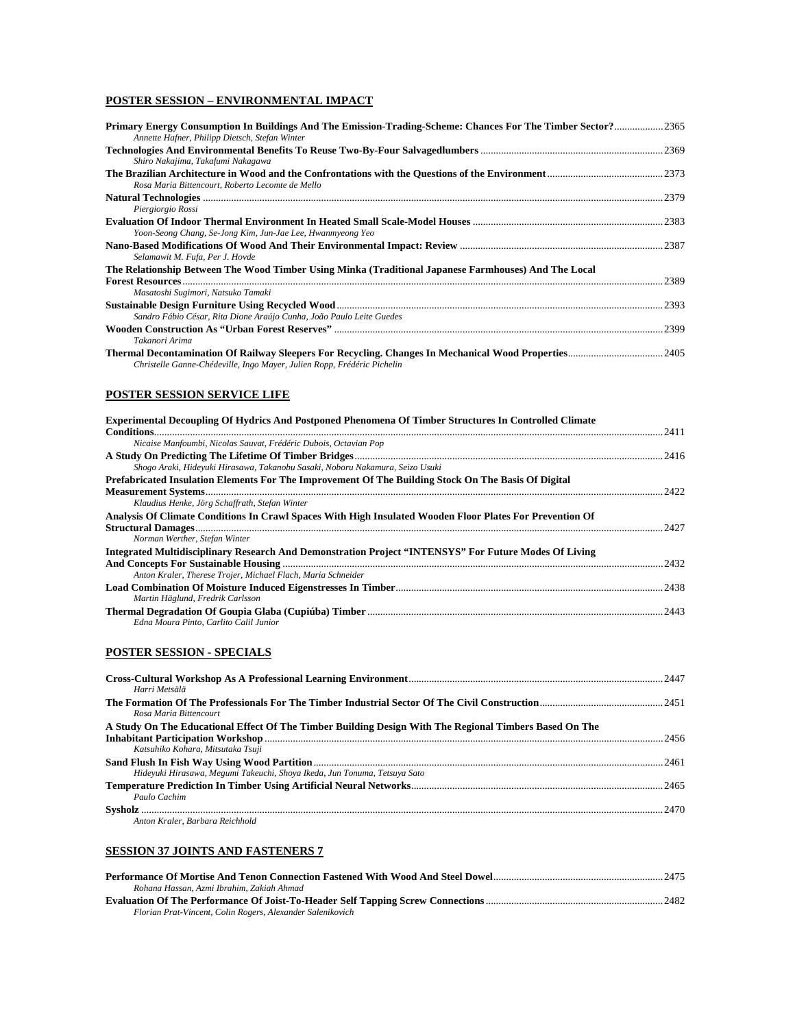## POSTER SESSION – ENVIRONMENTAL IMPACT

**Primary Energy Consumption In Buildings And The Emission-Trading-Scheme: Chances For The Timber Sector?** .................. 2365
*Annette Hafner, Philipp Dietsch, Stefan Winter*

**Technologies And Environmental Benefits To Reuse Two-By-Four Salvagedlumbers** .................. 2369
*Shiro Nakajima, Takafumi Nakagawa*

**The Brazilian Architecture in Wood and the Confrontations with the Questions of the Environment** .................. 2373
*Rosa Maria Bittencourt, Roberto Lecomte de Mello*

**Natural Technologies** .................. 2379
*Piergiorgio Rossi*

**Evaluation Of Indoor Thermal Environment In Heated Small Scale-Model Houses** .................. 2383
*Yoon-Seong Chang, Se-Jong Kim, Jun-Jae Lee, Hwanmyeong Yeo*

**Nano-Based Modifications Of Wood And Their Environmental Impact: Review** .................. 2387
*Selamawit M. Fufa, Per J. Hovde*

**The Relationship Between The Wood Timber Using Minka (Traditional Japanese Farmhouses) And The Local Forest Resources** .................. 2389
*Masatoshi Sugimori, Natsuko Tamaki*

**Sustainable Design Furniture Using Recycled Wood** .................. 2393
*Sandro Fábio César, Rita Dione Araújo Cunha, João Paulo Leite Guedes*

**Wooden Construction As "Urban Forest Reserves"** .................. 2399
*Takanori Arima*

**Thermal Decontamination Of Railway Sleepers For Recycling. Changes In Mechanical Wood Properties** .................. 2405
*Christelle Ganne-Chédeville, Ingo Mayer, Julien Ropp, Frédéric Pichelin*

## POSTER SESSION SERVICE LIFE

**Experimental Decoupling Of Hydrics And Postponed Phenomena Of Timber Structures In Controlled Climate Conditions** .................. 2411
*Nicaise Manfoumbi, Nicolas Sauvat, Frédéric Dubois, Octavian Pop*

**A Study On Predicting The Lifetime Of Timber Bridges** .................. 2416
*Shogo Araki, Hideyuki Hirasawa, Takanobu Sasaki, Noboru Nakamura, Seizo Usuki*

**Prefabricated Insulation Elements For The Improvement Of The Building Stock On The Basis Of Digital Measurement Systems** .................. 2422
*Klaudius Henke, Jörg Schaffrath, Stefan Winter*

**Analysis Of Climate Conditions In Crawl Spaces With High Insulated Wooden Floor Plates For Prevention Of Structural Damages** .................. 2427
*Norman Werther, Stefan Winter*

**Integrated Multidisciplinary Research And Demonstration Project "INTENSYS" For Future Modes Of Living And Concepts For Sustainable Housing** .................. 2432
*Anton Kraler, Therese Trojer, Michael Flach, Maria Schneider*

**Load Combination Of Moisture Induced Eigenstresses In Timber** .................. 2438
*Martin Häglund, Fredrik Carlsson*

**Thermal Degradation Of Goupia Glaba (Cupiúba) Timber** .................. 2443
*Edna Moura Pinto, Carlito Calil Junior*

## POSTER SESSION - SPECIALS

**Cross-Cultural Workshop As A Professional Learning Environment** .................. 2447
*Harri Metsälä*

**The Formation Of The Professionals For The Timber Industrial Sector Of The Civil Construction** .................. 2451
*Rosa Maria Bittencourt*

**A Study On The Educational Effect Of The Timber Building Design With The Regional Timbers Based On The Inhabitant Participation Workshop** .................. 2456
*Katsuhiko Kohara, Mitsutaka Tsuji*

**Sand Flush In Fish Way Using Wood Partition** .................. 2461
*Hideyuki Hirasawa, Megumi Takeuchi, Shoya Ikeda, Jun Tonuma, Tetsuya Sato*

**Temperature Prediction In Timber Using Artificial Neural Networks** .................. 2465
*Paulo Cachim*

**Sysholz** .................. 2470
*Anton Kraler, Barbara Reichhold*

## SESSION 37 JOINTS AND FASTENERS 7

**Performance Of Mortise And Tenon Connection Fastened With Wood And Steel Dowel** .................. 2475
*Rohana Hassan, Azmi Ibrahim, Zakiah Ahmad*

**Evaluation Of The Performance Of Joist-To-Header Self Tapping Screw Connections** .................. 2482
*Florian Prat-Vincent, Colin Rogers, Alexander Salenikovich*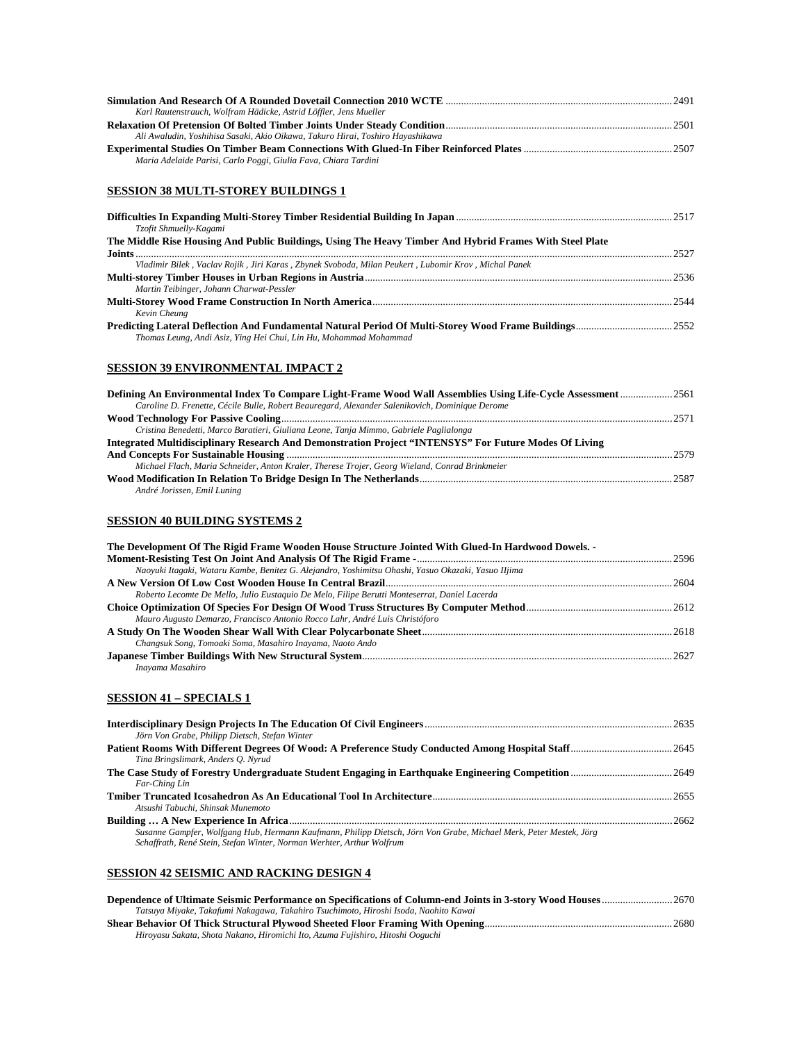**Simulation And Research Of A Rounded Dovetail Connection 2010 WCTE** ...................................................................................... 2491
*Karl Rautenstrauch, Wolfram Hädicke, Astrid Löffler, Jens Mueller*

**Relaxation Of Pretension Of Bolted Timber Joints Under Steady Condition** ...................................................................................... 2501
*Ali Awaludin, Yoshihisa Sasaki, Akio Oikawa, Takuro Hirai, Toshiro Hayashikawa*

**Experimental Studies On Timber Beam Connections With Glued-In Fiber Reinforced Plates** ........................................................ 2507
*Maria Adelaide Parisi, Carlo Poggi, Giulia Fava, Chiara Tardini*

## SESSION 38 MULTI-STOREY BUILDINGS 1

**Difficulties In Expanding Multi-Storey Timber Residential Building In Japan** .................................................................................. 2517
*Tzofit Shmuelly-Kagami*

**The Middle Rise Housing And Public Buildings, Using The Heavy Timber And Hybrid Frames With Steel Plate Joints** ........................................................................................................................................................................ 2527
*Vladimir Bilek , Vaclav Rojik , Jiri Karas , Zbynek Svoboda, Milan Peukert , Lubomir Krov , Michal Panek*

**Multi-storey Timber Houses in Urban Regions in Austria** ..................................................................................................................... 2536
*Martin Teibinger, Johann Charwat-Pessler*

**Multi-Storey Wood Frame Construction In North America** ................................................................................................................... 2544
*Kevin Cheung*

**Predicting Lateral Deflection And Fundamental Natural Period Of Multi-Storey Wood Frame Buildings** ..................................... 2552
*Thomas Leung, Andi Asiz, Ying Hei Chui, Lin Hu, Mohammad Mohammad*

## SESSION 39 ENVIRONMENTAL IMPACT 2

**Defining An Environmental Index To Compare Light-Frame Wood Wall Assemblies Using Life-Cycle Assessment** .................... 2561
*Caroline D. Frenette, Cécile Bulle, Robert Beauregard, Alexander Salenikovich, Dominique Derome*

**Wood Technology For Passive Cooling** ...................................................................................................................................................... 2571
*Cristina Benedetti, Marco Baratieri, Giuliana Leone, Tanja Mimmo, Gabriele Paglialonga*

**Integrated Multidisciplinary Research And Demonstration Project "INTENSYS" For Future Modes Of Living And Concepts For Sustainable Housing** .................................................................................................................................... 2579
*Michael Flach, Maria Schneider, Anton Kraler, Therese Trojer, Georg Wieland, Conrad Brinkmeier*

**Wood Modification In Relation To Bridge Design In The Netherlands** ................................................................................................ 2587
*André Jorissen, Emil Luning*

## SESSION 40 BUILDING SYSTEMS 2

**The Development Of The Rigid Frame Wooden House Structure Jointed With Glued-In Hardwood Dowels. - Moment-Resisting Test On Joint And Analysis Of The Rigid Frame -** .................................................................................. 2596
*Naoyuki Itagaki, Wataru Kambe, Benitez G. Alejandro, Yoshimitsu Ohashi, Yasuo Okazaki, Yasuo IIjima*

**A New Version Of Low Cost Wooden House In Central Brazil** ............................................................................................................. 2604
*Roberto Lecomte De Mello, Julio Eustaquio De Melo, Filipe Berutti Monteserrat, Daniel Lacerda*

**Choice Optimization Of Species For Design Of Wood Truss Structures By Computer Method** ....................................................... 2612
*Mauro Augusto Demarzo, Francisco Antonio Rocco Lahr, André Luis Christóforo*

**A Study On The Wooden Shear Wall With Clear Polycarbonate Sheet** ............................................................................................... 2618
*Changsuk Song, Tomoaki Soma, Masahiro Inayama, Naoto Ando*

**Japanese Timber Buildings With New Structural System** ...................................................................................................................... 2627
*Inayama Masahiro*

## SESSION 41 – SPECIALS 1

**Interdisciplinary Design Projects In The Education Of Civil Engineers** .............................................................................................. 2635
*Jörn Von Grabe, Philipp Dietsch, Stefan Winter*

**Patient Rooms With Different Degrees Of Wood: A Preference Study Conducted Among Hospital Staff** ....................................... 2645
*Tina Bringslimark, Anders Q. Nyrud*

**The Case Study of Forestry Undergraduate Student Engaging in Earthquake Engineering Competition** ....................................... 2649
*Far-Ching Lin*

**Tmiber Truncated Icosahedron As An Educational Tool In Architecture** ........................................................................................... 2655
*Atsushi Tabuchi, Shinsak Munemoto*

**Building … A New Experience In Africa** .................................................................................................................................................. 2662
*Susanne Gampfer, Wolfgang Hub, Hermann Kaufmann, Philipp Dietsch, Jörn Von Grabe, Michael Merk, Peter Mestek, Jörg Schaffrath, René Stein, Stefan Winter, Norman Werhter, Arthur Wolfrum*

## SESSION 42 SEISMIC AND RACKING DESIGN 4

**Dependence of Ultimate Seismic Performance on Specifications of Column-end Joints in 3-story Wood Houses** ........................... 2670
*Tatsuya Miyake, Takafumi Nakagawa, Takahiro Tsuchimoto, Hiroshi Isoda, Naohito Kawai*

**Shear Behavior Of Thick Structural Plywood Sheeted Floor Framing With Opening** ....................................................................... 2680
*Hiroyasu Sakata, Shota Nakano, Hiromichi Ito, Azuma Fujishiro, Hitoshi Ooguchi*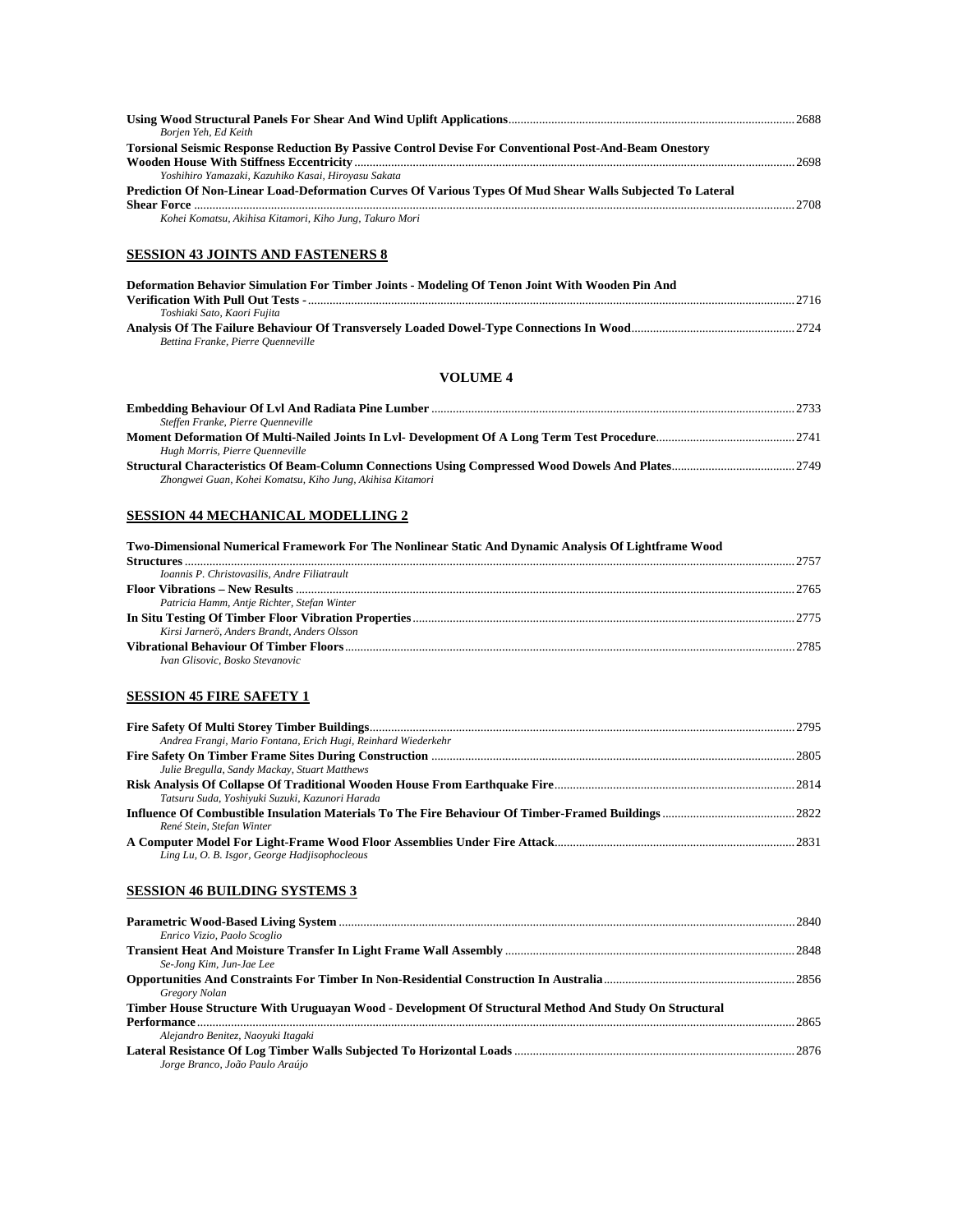**Using Wood Structural Panels For Shear And Wind Uplift Applications** ... 2688
*Borjen Yeh, Ed Keith*

**Torsional Seismic Response Reduction By Passive Control Devise For Conventional Post-And-Beam Onestory Wooden House With Stiffness Eccentricity** ... 2698
*Yoshihiro Yamazaki, Kazuhiko Kasai, Hiroyasu Sakata*

**Prediction Of Non-Linear Load-Deformation Curves Of Various Types Of Mud Shear Walls Subjected To Lateral Shear Force** ... 2708
*Kohei Komatsu, Akihisa Kitamori, Kiho Jung, Takuro Mori*

## SESSION 43 JOINTS AND FASTENERS 8

**Deformation Behavior Simulation For Timber Joints - Modeling Of Tenon Joint With Wooden Pin And Verification With Pull Out Tests -** ... 2716
*Toshiaki Sato, Kaori Fujita*

**Analysis Of The Failure Behaviour Of Transversely Loaded Dowel-Type Connections In Wood** ... 2724
*Bettina Franke, Pierre Quenneville*

# VOLUME 4

**Embedding Behaviour Of Lvl And Radiata Pine Lumber** ... 2733
*Steffen Franke, Pierre Quenneville*

**Moment Deformation Of Multi-Nailed Joints In Lvl- Development Of A Long Term Test Procedure** ... 2741
*Hugh Morris, Pierre Quenneville*

**Structural Characteristics Of Beam-Column Connections Using Compressed Wood Dowels And Plates** ... 2749
*Zhongwei Guan, Kohei Komatsu, Kiho Jung, Akihisa Kitamori*

## SESSION 44 MECHANICAL MODELLING 2

**Two-Dimensional Numerical Framework For The Nonlinear Static And Dynamic Analysis Of Lightframe Wood Structures** ... 2757
*Ioannis P. Christovasilis, Andre Filiatrault*

**Floor Vibrations – New Results** ... 2765
*Patricia Hamm, Antje Richter, Stefan Winter*

**In Situ Testing Of Timber Floor Vibration Properties** ... 2775
*Kirsi Jarnerö, Anders Brandt, Anders Olsson*

**Vibrational Behaviour Of Timber Floors** ... 2785
*Ivan Glisovic, Bosko Stevanovic*

## SESSION 45 FIRE SAFETY 1

**Fire Safety Of Multi Storey Timber Buildings** ... 2795
*Andrea Frangi, Mario Fontana, Erich Hugi, Reinhard Wiederkehr*

**Fire Safety On Timber Frame Sites During Construction** ... 2805
*Julie Bregulla, Sandy Mackay, Stuart Matthews*

**Risk Analysis Of Collapse Of Traditional Wooden House From Earthquake Fire** ... 2814
*Tatsuru Suda, Yoshiyuki Suzuki, Kazunori Harada*

**Influence Of Combustible Insulation Materials To The Fire Behaviour Of Timber-Framed Buildings** ... 2822
*René Stein, Stefan Winter*

**A Computer Model For Light-Frame Wood Floor Assemblies Under Fire Attack** ... 2831
*Ling Lu, O. B. Isgor, George Hadjisophocleous*

## SESSION 46 BUILDING SYSTEMS 3

**Parametric Wood-Based Living System** ... 2840
*Enrico Vizio, Paolo Scoglio*

**Transient Heat And Moisture Transfer In Light Frame Wall Assembly** ... 2848
*Se-Jong Kim, Jun-Jae Lee*

**Opportunities And Constraints For Timber In Non-Residential Construction In Australia** ... 2856
*Gregory Nolan*

**Timber House Structure With Uruguayan Wood - Development Of Structural Method And Study On Structural Performance** ... 2865
*Alejandro Benitez, Naoyuki Itagaki*

**Lateral Resistance Of Log Timber Walls Subjected To Horizontal Loads** ... 2876
*Jorge Branco, João Paulo Araújo*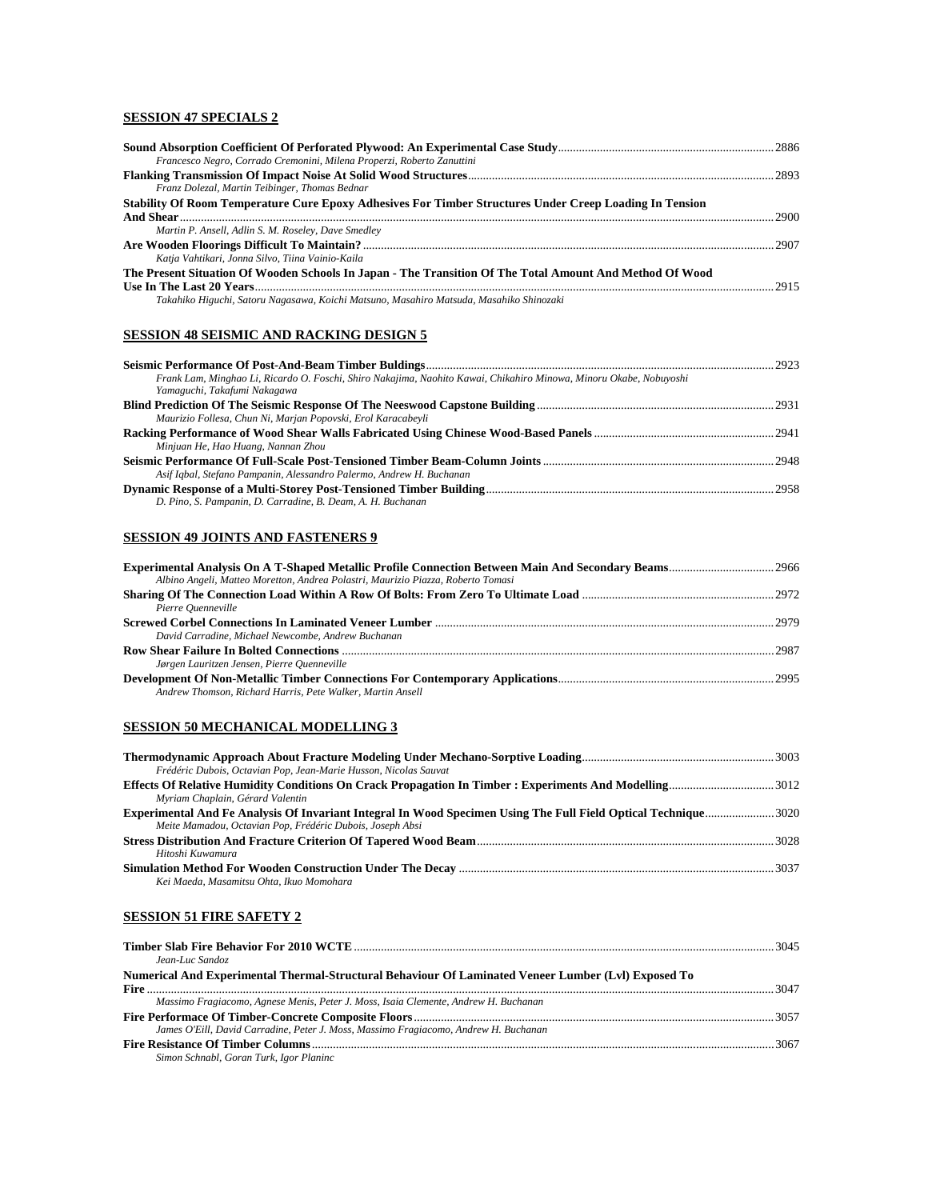## SESSION 47 SPECIALS 2

**Sound Absorption Coefficient Of Perforated Plywood: An Experimental Case Study** ........ 2886
*Francesco Negro, Corrado Cremonini, Milena Properzi, Roberto Zanuttini*

**Flanking Transmission Of Impact Noise At Solid Wood Structures** ........ 2893
*Franz Dolezal, Martin Teibinger, Thomas Bednar*

**Stability Of Room Temperature Cure Epoxy Adhesives For Timber Structures Under Creep Loading In Tension And Shear** ........ 2900
*Martin P. Ansell, Adlin S. M. Roseley, Dave Smedley*

**Are Wooden Floorings Difficult To Maintain?** ........ 2907
*Katja Vahtikari, Jonna Silvo, Tiina Vainio-Kaila*

**The Present Situation Of Wooden Schools In Japan - The Transition Of The Total Amount And Method Of Wood Use In The Last 20 Years** ........ 2915
*Takahiko Higuchi, Satoru Nagasawa, Koichi Matsuno, Masahiro Matsuda, Masahiko Shinozaki*

## SESSION 48 SEISMIC AND RACKING DESIGN 5

**Seismic Performance Of Post-And-Beam Timber Buldings** ........ 2923
*Frank Lam, Minghao Li, Ricardo O. Foschi, Shiro Nakajima, Naohito Kawai, Chikahiro Minowa, Minoru Okabe, Nobuyoshi Yamaguchi, Takafumi Nakagawa*

**Blind Prediction Of The Seismic Response Of The Neeswood Capstone Building** ........ 2931
*Maurizio Follesa, Chun Ni, Marjan Popovski, Erol Karacabeyli*

**Racking Performance of Wood Shear Walls Fabricated Using Chinese Wood-Based Panels** ........ 2941
*Minjuan He, Hao Huang, Nannan Zhou*

**Seismic Performance Of Full-Scale Post-Tensioned Timber Beam-Column Joints** ........ 2948
*Asif Iqbal, Stefano Pampanin, Alessandro Palermo, Andrew H. Buchanan*

**Dynamic Response of a Multi-Storey Post-Tensioned Timber Building** ........ 2958
*D. Pino, S. Pampanin, D. Carradine, B. Deam, A. H. Buchanan*

## SESSION 49 JOINTS AND FASTENERS 9

**Experimental Analysis On A T-Shaped Metallic Profile Connection Between Main And Secondary Beams** ........ 2966
*Albino Angeli, Matteo Moretton, Andrea Polastri, Maurizio Piazza, Roberto Tomasi*

**Sharing Of The Connection Load Within A Row Of Bolts: From Zero To Ultimate Load** ........ 2972
*Pierre Quenneville*

**Screwed Corbel Connections In Laminated Veneer Lumber** ........ 2979
*David Carradine, Michael Newcombe, Andrew Buchanan*

**Row Shear Failure In Bolted Connections** ........ 2987
*Jørgen Lauritzen Jensen, Pierre Quenneville*

**Development Of Non-Metallic Timber Connections For Contemporary Applications** ........ 2995
*Andrew Thomson, Richard Harris, Pete Walker, Martin Ansell*

## SESSION 50 MECHANICAL MODELLING 3

**Thermodynamic Approach About Fracture Modeling Under Mechano-Sorptive Loading** ........ 3003
*Frédéric Dubois, Octavian Pop, Jean-Marie Husson, Nicolas Sauvat*

**Effects Of Relative Humidity Conditions On Crack Propagation In Timber : Experiments And Modelling** ........ 3012
*Myriam Chaplain, Gérard Valentin*

**Experimental And Fe Analysis Of Invariant Integral In Wood Specimen Using The Full Field Optical Technique** ........ 3020
*Meite Mamadou, Octavian Pop, Frédéric Dubois, Joseph Absi*

**Stress Distribution And Fracture Criterion Of Tapered Wood Beam** ........ 3028
*Hitoshi Kuwamura*

**Simulation Method For Wooden Construction Under The Decay** ........ 3037
*Kei Maeda, Masamitsu Ohta, Ikuo Momohara*

## SESSION 51 FIRE SAFETY 2

**Timber Slab Fire Behavior For 2010 WCTE** ........ 3045
*Jean-Luc Sandoz*

**Numerical And Experimental Thermal-Structural Behaviour Of Laminated Veneer Lumber (Lvl) Exposed To Fire** ........ 3047
*Massimo Fragiacomo, Agnese Menis, Peter J. Moss, Isaia Clemente, Andrew H. Buchanan*

**Fire Performace Of Timber-Concrete Composite Floors** ........ 3057
*James O'Eill, David Carradine, Peter J. Moss, Massimo Fragiacomo, Andrew H. Buchanan*

**Fire Resistance Of Timber Columns** ........ 3067
*Simon Schnabl, Goran Turk, Igor Planinc*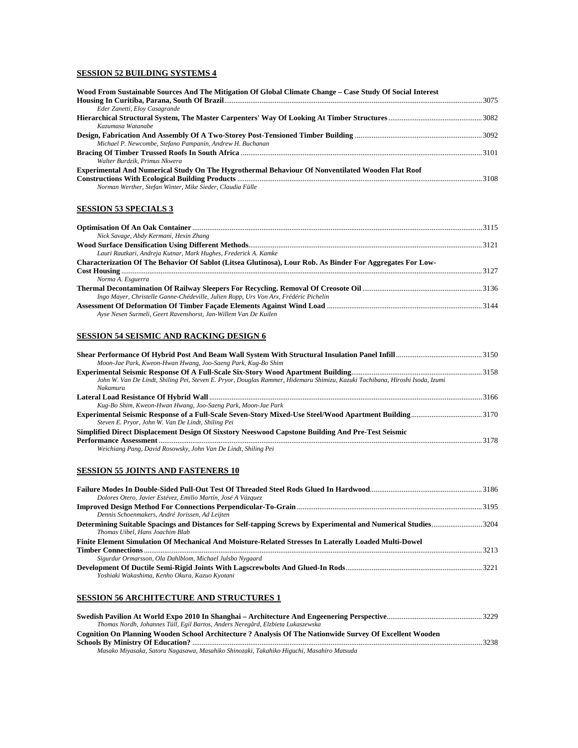## SESSION 52 BUILDING SYSTEMS 4

**Wood From Sustainable Sources And The Mitigation Of Global Climate Change – Case Study Of Social Interest Housing In Curitiba, Parana, South Of Brazil** ........................................ 3075
*Eder Zanetti, Eloy Casagrande*

**Hierarchical Structural System, The Master Carpenters' Way Of Looking At Timber Structures** ........................................ 3082
*Kazumasa Watanabe*

**Design, Fabrication And Assembly Of A Two-Storey Post-Tensioned Timber Building** ........................................ 3092
*Michael P. Newcombe, Stefano Pampanin, Andrew H. Buchanan*

**Bracing Of Timber Trussed Roofs In South Africa** ........................................ 3101
*Walter Burdzik, Primus Nkwera*

**Experimental And Numerical Study On The Hygrothermal Behaviour Of Nonventilated Wooden Flat Roof Constructions With Ecological Building Products** ........................................ 3108
*Norman Werther, Stefan Winter, Mike Sieder, Claudia Fülle*

## SESSION 53 SPECIALS 3

**Optimisation Of An Oak Container** ........................................ 3115
*Nick Savage, Abdy Kermani, Hexin Zhang*

**Wood Surface Densification Using Different Methods** ........................................ 3121
*Lauri Rautkari, Andreja Kutnar, Mark Hughes, Frederick A. Kamke*

**Characterization Of The Behavior Of Sablot (Litsea Glutinosa), Lour Rob. As Binder For Aggregates For Low-Cost Housing** ........................................ 3127
*Norma A. Esguerra*

**Thermal Decontamination Of Railway Sleepers For Recycling. Removal Of Creosote Oil** ........................................ 3136
*Ingo Mayer, Christelle Ganne-Chédeville, Julien Ropp, Urs Von Arx, Frédéric Pichelin*

**Assessment Of Deformation Of Timber Façade Elements Against Wind Load** ........................................ 3144
*Ayse Nesen Surmeli, Geert Ravenshorst, Jan-Willem Van De Kuilen*

## SESSION 54 SEISMIC AND RACKING DESIGN 6

**Shear Performance Of Hybrid Post And Beam Wall System With Structural Insulation Panel Infill** ........................................ 3150
*Moon-Jae Park, Kweon-Hwan Hwang, Joo-Saeng Park, Kug-Bo Shim*

**Experimental Seismic Response Of A Full-Scale Six-Story Wood Apartment Building** ........................................ 3158
*John W. Van De Lindt, Shiling Pei, Steven E. Pryor, Douglas Rammer, Hidemaru Shimizu, Kazuki Tachibana, Hiroshi Isoda, Izumi Nakamura*

**Lateral Load Resistance Of Hybrid Wall** ........................................ 3166
*Kug-Bo Shim, Kweon-Hwan Hwang, Joo-Saeng Park, Moon-Jae Park*

**Experimental Seismic Response of a Full-Scale Seven-Story Mixed-Use Steel/Wood Apartment Building** ........................................ 3170
*Steven E. Pryor, John W. Van De Lindt, Shiling Pei*

**Simplified Direct Displacement Design Of Sixstory Neeswood Capstone Building And Pre-Test Seismic Performance Assessment** ........................................ 3178
*Weichiang Pang, David Rosowsky, John Van De Lindt, Shiling Pei*

## SESSION 55 JOINTS AND FASTENERS 10

**Failure Modes In Double-Sided Pull-Out Test Of Threaded Steel Rods Glued In Hardwood** ........................................ 3186
*Dolores Otero, Javier Estévez, Emilio Martín, José A Vázquez*

**Improved Design Method For Connections Perpendicular-To-Grain** ........................................ 3195
*Dennis Schoenmakers, André Jorissen, Ad Leijten*

**Determining Suitable Spacings and Distances for Self-tapping Screws by Experimental and Numerical Studies** ........................................ 3204
*Thomas Uibel, Hans Joachim Blab*

**Finite Element Simulation Of Mechanical And Moisture-Related Stresses In Laterally Loaded Multi-Dowel Timber Connections** ........................................ 3213
*Sigurdur Ormarsson, Ola Dahlblom, Michael Julsbo Nygaard*

**Development Of Ductile Semi-Rigid Joints With Lagscrewbolts And Glued-In Rods** ........................................ 3221
*Yoshiaki Wakashima, Kenho Okura, Kazuo Kyotani*

## SESSION 56 ARCHITECTURE AND STRUCTURES 1

**Swedish Pavilion At World Expo 2010 In Shanghai – Architecture And Engeenering Perspective** ........................................ 3229
*Thomas Nordh, Johannes Tüll, Egil Bartos, Anders Neregård, Elzbieta Lukaszewska*

**Cognition On Planning Wooden School Architecture ? Analysis Of The Nationwide Survey Of Excellent Wooden Schools By Ministry Of Education?** ........................................ 3238
*Masako Miyasaka, Satoru Nagasawa, Masahiko Shinozaki, Takahiko Higuchi, Masahiro Matsuda*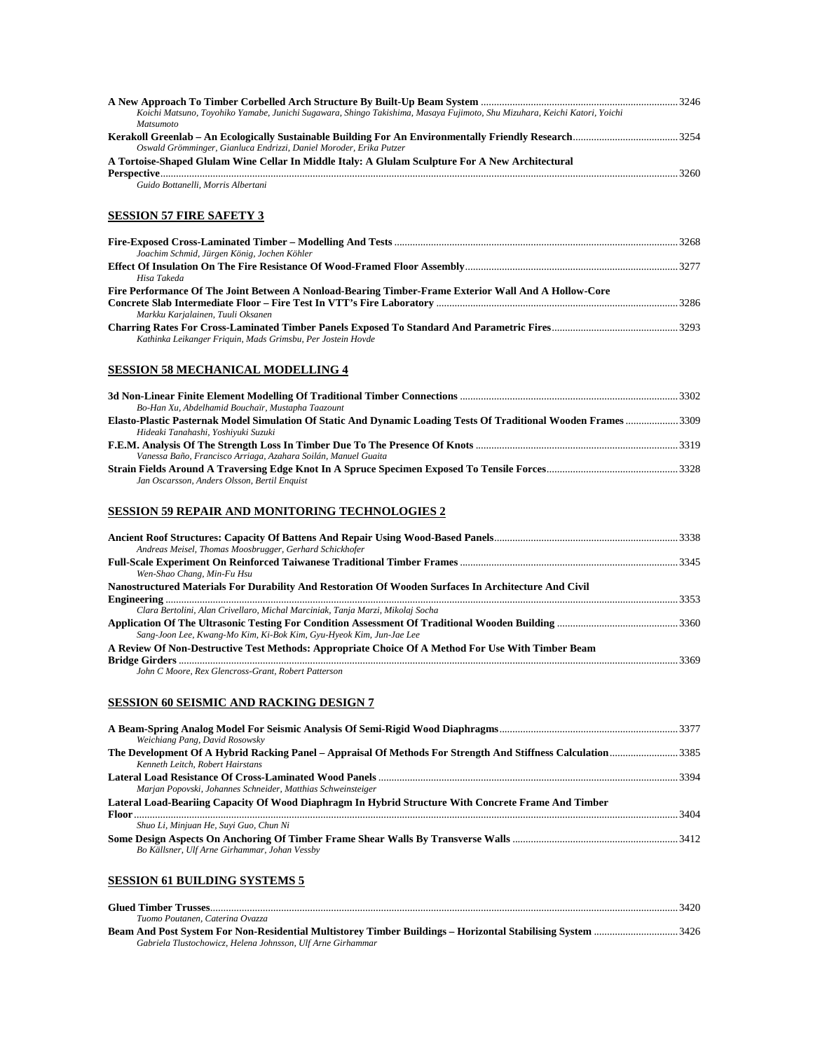**A New Approach To Timber Corbelled Arch Structure By Built-Up Beam System** ........................................................................ 3246
*Koichi Matsuno, Toyohiko Yamabe, Junichi Sugawara, Shingo Takishima, Masaya Fujimoto, Shu Mizuhara, Keichi Katori, Yoichi Matsumoto*

**Kerakoll Greenlab – An Ecologically Sustainable Building For An Environmentally Friendly Research** ........................................ 3254
*Oswald Grömminger, Gianluca Endrizzi, Daniel Moroder, Erika Putzer*

**A Tortoise-Shaped Glulam Wine Cellar In Middle Italy: A Glulam Sculpture For A New Architectural Perspective** ........................................................................................................................................................................ 3260
*Guido Bottanelli, Morris Albertani*

## SESSION 57 FIRE SAFETY 3

**Fire-Exposed Cross-Laminated Timber – Modelling And Tests** ........................................................................................................ 3268
*Joachim Schmid, Jürgen König, Jochen Köhler*

**Effect Of Insulation On The Fire Resistance Of Wood-Framed Floor Assembly** ................................................................................ 3277
*Hisa Takeda*

**Fire Performance Of The Joint Between A Nonload-Bearing Timber-Frame Exterior Wall And A Hollow-Core Concrete Slab Intermediate Floor – Fire Test In VTT's Fire Laboratory** ........................................................................................ 3286
*Markku Karjalainen, Tuuli Oksanen*

**Charring Rates For Cross-Laminated Timber Panels Exposed To Standard And Parametric Fires** ................................................ 3293
*Kathinka Leikanger Friquin, Mads Grimsbu, Per Jostein Hovde*

## SESSION 58 MECHANICAL MODELLING 4

**3d Non-Linear Finite Element Modelling Of Traditional Timber Connections** .................................................................................. 3302
*Bo-Han Xu, Abdelhamid Bouchaïr, Mustapha Taazount*

**Elasto-Plastic Pasternak Model Simulation Of Static And Dynamic Loading Tests Of Traditional Wooden Frames** .................... 3309
*Hideaki Tanahashi, Yoshiyuki Suzuki*

**F.E.M. Analysis Of The Strength Loss In Timber Due To The Presence Of Knots** ............................................................................ 3319
*Vanessa Baño, Francisco Arriaga, Azahara Soilán, Manuel Guaita*

**Strain Fields Around A Traversing Edge Knot In A Spruce Specimen Exposed To Tensile Forces** .................................................. 3328
*Jan Oscarsson, Anders Olsson, Bertil Enquist*

## SESSION 59 REPAIR AND MONITORING TECHNOLOGIES 2

**Ancient Roof Structures: Capacity Of Battens And Repair Using Wood-Based Panels** ...................................................................... 3338
*Andreas Meisel, Thomas Moosbrugger, Gerhard Schickhofer*

**Full-Scale Experiment On Reinforced Taiwanese Traditional Timber Frames** .................................................................................. 3345
*Wen-Shao Chang, Min-Fu Hsu*

**Nanostructured Materials For Durability And Restoration Of Wooden Surfaces In Architecture And Civil Engineering** ........................................................................................................................................................................ 3353
*Clara Bertolini, Alan Crivellaro, Michal Marciniak, Tanja Marzi, Mikolaj Socha*

**Application Of The Ultrasonic Testing For Condition Assessment Of Traditional Wooden Building** .............................................. 3360
*Sang-Joon Lee, Kwang-Mo Kim, Ki-Bok Kim, Gyu-Hyeok Kim, Jun-Jae Lee*

**A Review Of Non-Destructive Test Methods: Appropriate Choice Of A Method For Use With Timber Beam Bridge Girders** ........................................................................................................................................................................ 3369
*John C Moore, Rex Glencross-Grant, Robert Patterson*

## SESSION 60 SEISMIC AND RACKING DESIGN 7

**A Beam-Spring Analog Model For Seismic Analysis Of Semi-Rigid Wood Diaphragms** .................................................................... 3377
*Weichiang Pang, David Rosowsky*

**The Development Of A Hybrid Racking Panel – Appraisal Of Methods For Strength And Stiffness Calculation** .......................... 3385
*Kenneth Leitch, Robert Hairstans*

**Lateral Load Resistance Of Cross-Laminated Wood Panels** .................................................................................................................. 3394
*Marjan Popovski, Johannes Schneider, Matthias Schweinsteiger*

**Lateral Load-Beariing Capacity Of Wood Diaphragm In Hybrid Structure With Concrete Frame And Timber Floor** ........................................................................................................................................................................ 3404
*Shuo Li, Minjuan He, Suyi Guo, Chun Ni*

**Some Design Aspects On Anchoring Of Timber Frame Shear Walls By Transverse Walls** ................................................................ 3412
*Bo Källsner, Ulf Arne Girhammar, Johan Vessby*

## SESSION 61 BUILDING SYSTEMS 5

**Glued Timber Trusses** ........................................................................................................................................................................ 3420
*Tuomo Poutanen, Caterina Ovazza*

**Beam And Post System For Non-Residential Multistorey Timber Buildings – Horizontal Stabilising System** ................................ 3426
*Gabriela Tlustochowicz, Helena Johnsson, Ulf Arne Girhammar*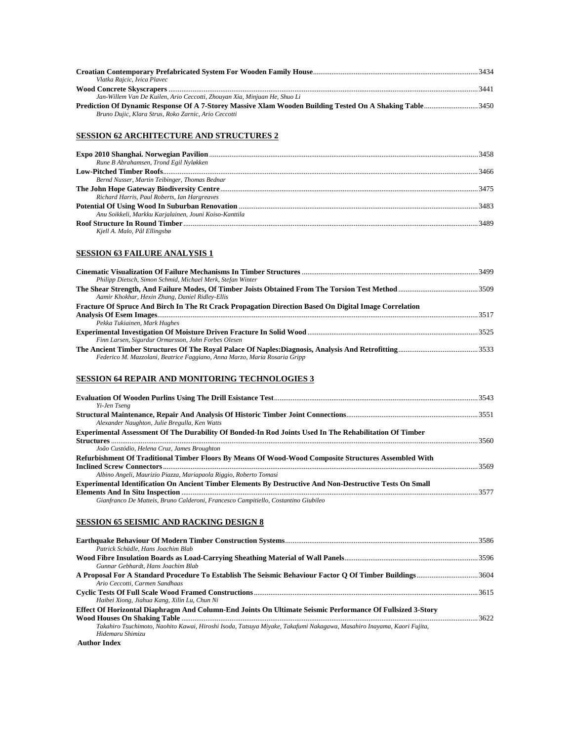**Croatian Contemporary Prefabricated System For Wooden Family House** .......... 3434
*Vlatka Rajcic, Ivica Plavec*

**Wood Concrete Skyscrapers** .......... 3441
*Jan-Willem Van De Kuilen, Ario Ceccotti, Zhouyan Xia, Minjuan He, Shuo Li*

**Prediction Of Dynamic Response Of A 7-Storey Massive Xlam Wooden Building Tested On A Shaking Table** .......... 3450
*Bruno Dujic, Klara Strus, Roko Zarnic, Ario Ceccotti*

## SESSION 62 ARCHITECTURE AND STRUCTURES 2

**Expo 2010 Shanghai. Norwegian Pavilion** .......... 3458
*Rune B Abrahamsen, Trond Egil Nyløkken*

**Low-Pitched Timber Roofs** .......... 3466
*Bernd Nusser, Martin Teibinger, Thomas Bednar*

**The John Hope Gateway Biodiversity Centre** .......... 3475
*Richard Harris, Paul Roberts, Ian Hargreaves*

**Potential Of Using Wood In Suburban Renovation** .......... 3483
*Anu Soikkeli, Markku Karjalainen, Jouni Koiso-Kanttila*

**Roof Structure In Round Timber** .......... 3489
*Kjell A. Malo, Pål Ellingsbø*

## SESSION 63 FAILURE ANALYSIS 1

**Cinematic Visualization Of Failure Mechanisms In Timber Structures** .......... 3499
*Philipp Dietsch, Simon Schmid, Michael Merk, Stefan Winter*

**The Shear Strength, And Failure Modes, Of Timber Joists Obtained From The Torsion Test Method** .......... 3509
*Aamir Khokhar, Hexin Zhang, Daniel Ridley-Ellis*

**Fracture Of Spruce And Birch In The Rt Crack Propagation Direction Based On Digital Image Correlation Analysis Of Esem Images** .......... 3517
*Pekka Tukiainen, Mark Hughes*

**Experimental Investigation Of Moisture Driven Fracture In Solid Wood** .......... 3525
*Finn Larsen, Sigurdur Ormarsson, John Forbes Olesen*

**The Ancient Timber Structures Of The Royal Palace Of Naples:Diagnosis, Analysis And Retrofitting** .......... 3533
*Federico M. Mazzolani, Beatrice Faggiano, Anna Marzo, Maria Rosaria Gripp*

## SESSION 64 REPAIR AND MONITORING TECHNOLOGIES 3

**Evaluation Of Wooden Purlins Using The Drill Esistance Test** .......... 3543
*Yi-Jen Tseng*

**Structural Maintenance, Repair And Analysis Of Historic Timber Joint Connections** .......... 3551
*Alexander Naughton, Julie Bregulla, Ken Watts*

**Experimental Assessment Of The Durability Of Bonded-In Rod Joints Used In The Rehabilitation Of Timber Structures** .......... 3560
*João Custódio, Helena Cruz, James Broughton*

**Refurbishment Of Traditional Timber Floors By Means Of Wood-Wood Composite Structures Assembled With Inclined Screw Connectors** .......... 3569
*Albino Angeli, Maurizio Piazza, Mariapaola Riggio, Roberto Tomasi*

**Experimental Identification On Ancient Timber Elements By Destructive And Non-Destructive Tests On Small Elements And In Situ Inspection** .......... 3577
*Gianfranco De Matteis, Bruno Calderoni, Francesco Campitiello, Costantino Giubileo*

## SESSION 65 SEISMIC AND RACKING DESIGN 8

**Earthquake Behaviour Of Modern Timber Construction Systems** .......... 3586
*Patrick Schädle, Hans Joachim Blab*

**Wood Fibre Insulation Boards as Load-Carrying Sheathing Material of Wall Panels** .......... 3596
*Gunnar Gebhardt, Hans Joachim Blab*

**A Proposal For A Standard Procedure To Establish The Seismic Behaviour Factor Q Of Timber Buildings** .......... 3604
*Ario Ceccotti, Carmen Sandhaas*

**Cyclic Tests Of Full Scale Wood Framed Constructions** .......... 3615
*Haibei Xiong, Jiahua Kang, Xilin Lu, Chun Ni*

**Effect Of Horizontal Diaphragm And Column-End Joints On Ultimate Seismic Performance Of Fullsized 3-Story Wood Houses On Shaking Table** .......... 3622
*Takahiro Tsuchimoto, Naohito Kawai, Hiroshi Isoda, Tatsuya Miyake, Takafumi Nakagawa, Masahiro Inayama, Kaori Fujita, Hidemaru Shimizu*

**Author Index**